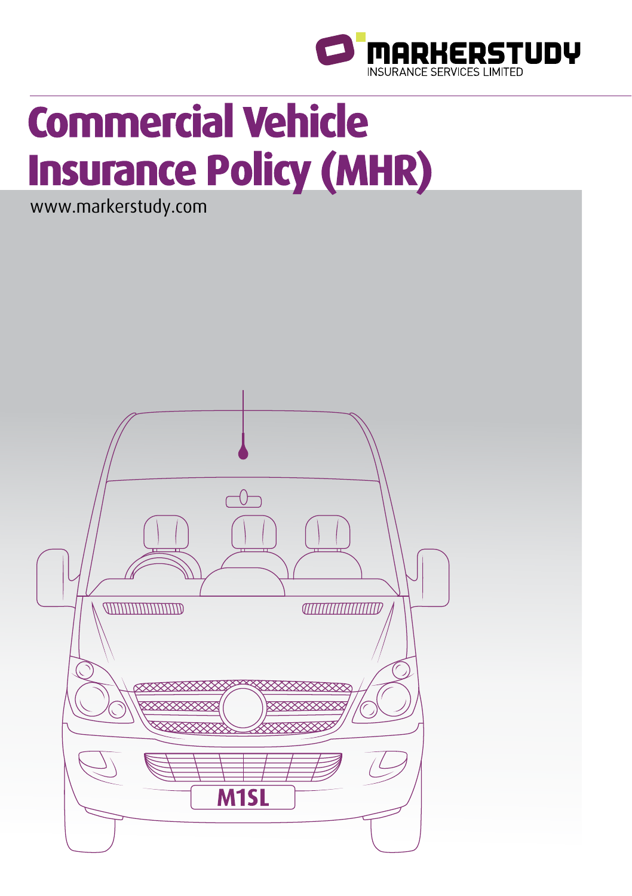MARKERSTUDY
INSURANCE SERVICES LIMITED

# Commercial Vehicle Insurance Policy (MHR)

www.markerstudy.com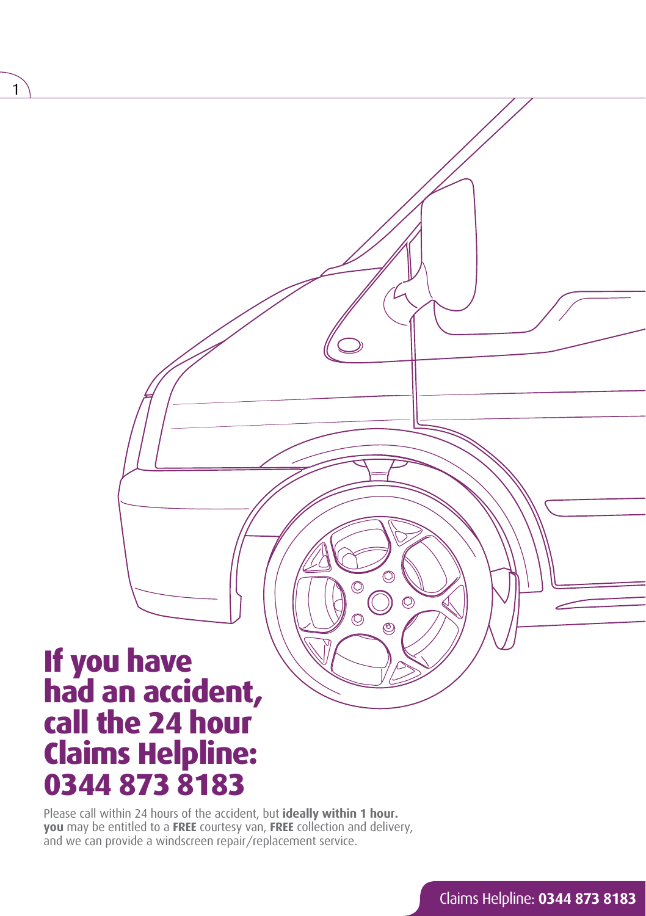# If you have had an accident, call the 24 hour Claims Helpline: 0344 873 8183

Please call within 24 hours of the accident, but **ideally within 1 hour.** **you** may be entitled to a **FREE** courtesy van, **FREE** collection and delivery, and we can provide a windscreen repair/replacement service.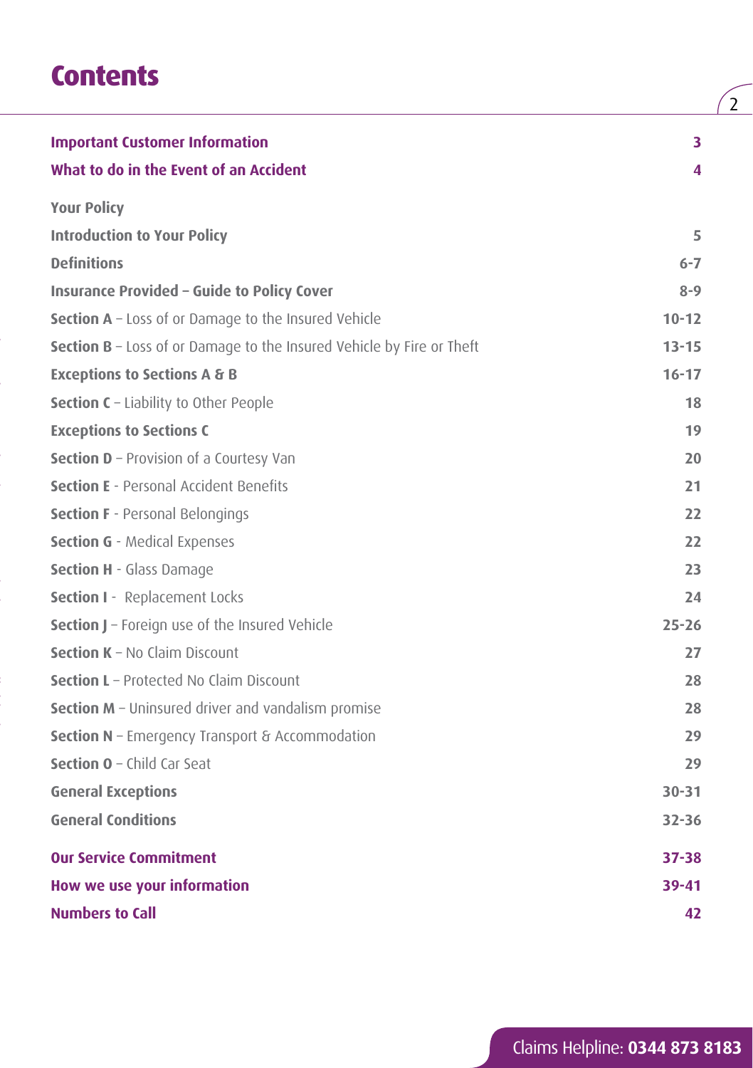# Contents

| | |
|---|---|
| **Important Customer Information** | **3** |
| **What to do in the Event of an Accident** | **4** |
| **Your Policy** | |
| **Introduction to Your Policy** | **5** |
| **Definitions** | **6-7** |
| **Insurance Provided – Guide to Policy Cover** | **8-9** |
| **Section A** – Loss of or Damage to the Insured Vehicle | **10-12** |
| **Section B** – Loss of or Damage to the Insured Vehicle by Fire or Theft | **13-15** |
| **Exceptions to Sections A & B** | **16-17** |
| **Section C** – Liability to Other People | **18** |
| **Exceptions to Sections C** | **19** |
| **Section D** – Provision of a Courtesy Van | **20** |
| **Section E** - Personal Accident Benefits | **21** |
| **Section F** - Personal Belongings | **22** |
| **Section G** - Medical Expenses | **22** |
| **Section H** - Glass Damage | **23** |
| **Section I** - Replacement Locks | **24** |
| **Section J** – Foreign use of the Insured Vehicle | **25-26** |
| **Section K** – No Claim Discount | **27** |
| **Section L** – Protected No Claim Discount | **28** |
| **Section M** – Uninsured driver and vandalism promise | **28** |
| **Section N** – Emergency Transport & Accommodation | **29** |
| **Section O** – Child Car Seat | **29** |
| **General Exceptions** | **30-31** |
| **General Conditions** | **32-36** |
| **Our Service Commitment** | **37-38** |
| **How we use your information** | **39-41** |
| **Numbers to Call** | **42** |

Claims Helpline: **0344 873 8183**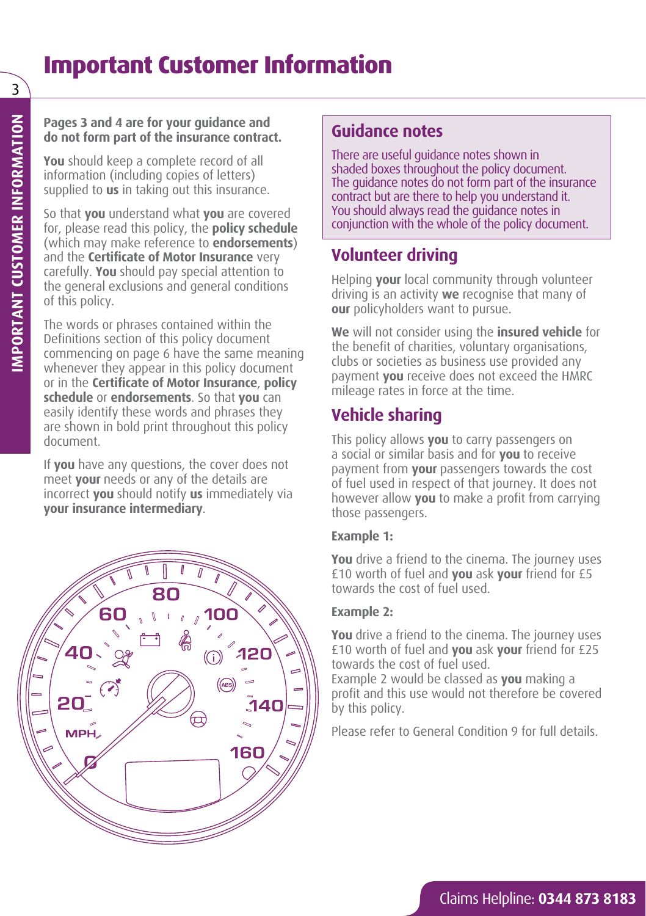# Important Customer Information

**Pages 3 and 4 are for your guidance and do not form part of the insurance contract.**

**You** should keep a complete record of all information (including copies of letters) supplied to **us** in taking out this insurance.

So that **you** understand what **you** are covered for, please read this policy, the **policy schedule** (which may make reference to **endorsements**) and the **Certificate of Motor Insurance** very carefully. **You** should pay special attention to the general exclusions and general conditions of this policy.

The words or phrases contained within the Definitions section of this policy document commencing on page 6 have the same meaning whenever they appear in this policy document or in the **Certificate of Motor Insurance**, **policy schedule** or **endorsements**. So that **you** can easily identify these words and phrases they are shown in bold print throughout this policy document.

If **you** have any questions, the cover does not meet **your** needs or any of the details are incorrect **you** should notify **us** immediately via **your insurance intermediary**.

## Guidance notes

There are useful guidance notes shown in shaded boxes throughout the policy document. The guidance notes do not form part of the insurance contract but are there to help you understand it. You should always read the guidance notes in conjunction with the whole of the policy document.

## Volunteer driving

Helping **your** local community through volunteer driving is an activity **we** recognise that many of **our** policyholders want to pursue.

**We** will not consider using the **insured vehicle** for the benefit of charities, voluntary organisations, clubs or societies as business use provided any payment **you** receive does not exceed the HMRC mileage rates in force at the time.

## Vehicle sharing

This policy allows **you** to carry passengers on a social or similar basis and for **you** to receive payment from **your** passengers towards the cost of fuel used in respect of that journey. It does not however allow **you** to make a profit from carrying those passengers.

**Example 1:**

**You** drive a friend to the cinema. The journey uses £10 worth of fuel and **you** ask **your** friend for £5 towards the cost of fuel used.

**Example 2:**

**You** drive a friend to the cinema. The journey uses £10 worth of fuel and **you** ask **your** friend for £25 towards the cost of fuel used.
Example 2 would be classed as **you** making a profit and this use would not therefore be covered by this policy.

Please refer to General Condition 9 for full details.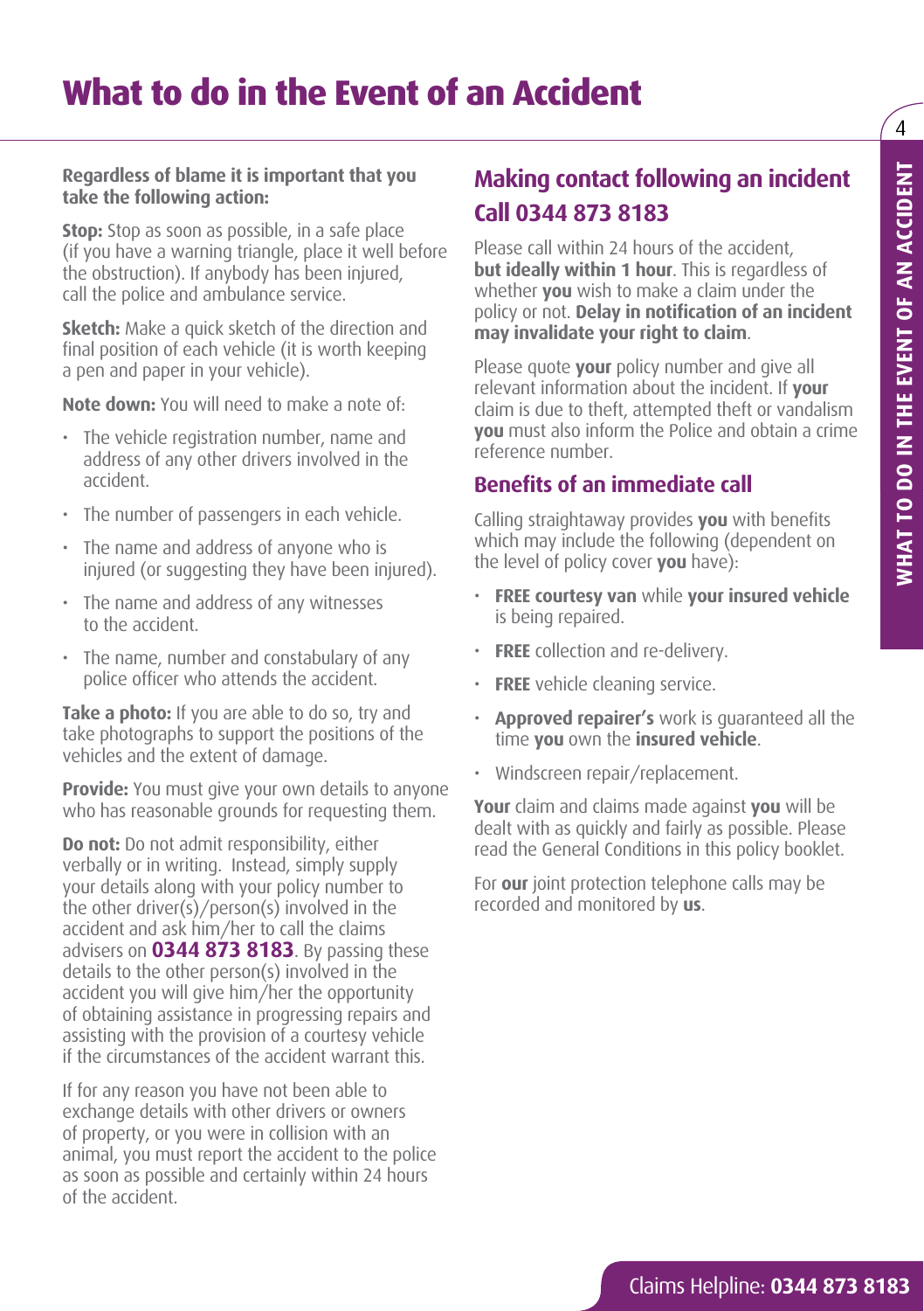# What to do in the Event of an Accident

**Regardless of blame it is important that you take the following action:**

**Stop:** Stop as soon as possible, in a safe place (if you have a warning triangle, place it well before the obstruction). If anybody has been injured, call the police and ambulance service.

**Sketch:** Make a quick sketch of the direction and final position of each vehicle (it is worth keeping a pen and paper in your vehicle).

**Note down:** You will need to make a note of:

- The vehicle registration number, name and address of any other drivers involved in the accident.
- The number of passengers in each vehicle.
- The name and address of anyone who is injured (or suggesting they have been injured).
- The name and address of any witnesses to the accident.
- The name, number and constabulary of any police officer who attends the accident.

**Take a photo:** If you are able to do so, try and take photographs to support the positions of the vehicles and the extent of damage.

**Provide:** You must give your own details to anyone who has reasonable grounds for requesting them.

**Do not:** Do not admit responsibility, either verbally or in writing. Instead, simply supply your details along with your policy number to the other driver(s)/person(s) involved in the accident and ask him/her to call the claims advisers on **0344 873 8183**. By passing these details to the other person(s) involved in the accident you will give him/her the opportunity of obtaining assistance in progressing repairs and assisting with the provision of a courtesy vehicle if the circumstances of the accident warrant this.

If for any reason you have not been able to exchange details with other drivers or owners of property, or you were in collision with an animal, you must report the accident to the police as soon as possible and certainly within 24 hours of the accident.

## Making contact following an incident Call 0344 873 8183

Please call within 24 hours of the accident, **but ideally within 1 hour**. This is regardless of whether **you** wish to make a claim under the policy or not. **Delay in notification of an incident may invalidate your right to claim**.

Please quote **your** policy number and give all relevant information about the incident. If **your** claim is due to theft, attempted theft or vandalism **you** must also inform the Police and obtain a crime reference number.

## Benefits of an immediate call

Calling straightaway provides **you** with benefits which may include the following (dependent on the level of policy cover **you** have):

- **FREE courtesy van** while **your insured vehicle** is being repaired.
- **FREE** collection and re-delivery.
- **FREE** vehicle cleaning service.
- **Approved repairer's** work is guaranteed all the time **you** own the **insured vehicle**.
- Windscreen repair/replacement.

**Your** claim and claims made against **you** will be dealt with as quickly and fairly as possible. Please read the General Conditions in this policy booklet.

For **our** joint protection telephone calls may be recorded and monitored by **us**.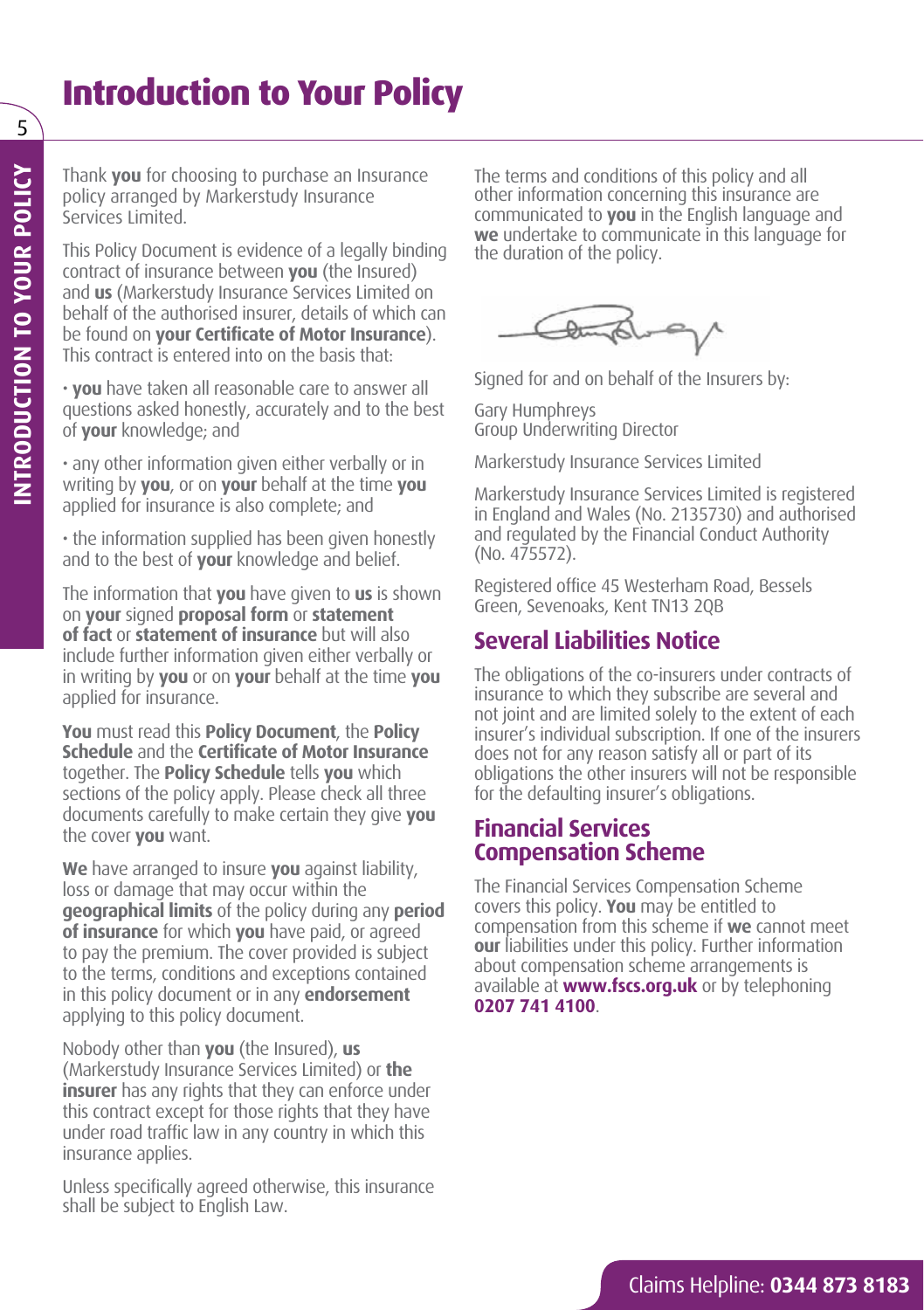# Introduction to Your Policy

Thank **you** for choosing to purchase an Insurance policy arranged by Markerstudy Insurance Services Limited.

This Policy Document is evidence of a legally binding contract of insurance between **you** (the Insured) and **us** (Markerstudy Insurance Services Limited on behalf of the authorised insurer, details of which can be found on **your Certificate of Motor Insurance**). This contract is entered into on the basis that:

- **you** have taken all reasonable care to answer all questions asked honestly, accurately and to the best of **your** knowledge; and
- any other information given either verbally or in writing by **you**, or on **your** behalf at the time **you** applied for insurance is also complete; and
- the information supplied has been given honestly and to the best of **your** knowledge and belief.

The information that **you** have given to **us** is shown on **your** signed **proposal form** or **statement of fact** or **statement of insurance** but will also include further information given either verbally or in writing by **you** or on **your** behalf at the time **you** applied for insurance.

**You** must read this **Policy Document**, the **Policy Schedule** and the **Certificate of Motor Insurance** together. The **Policy Schedule** tells **you** which sections of the policy apply. Please check all three documents carefully to make certain they give **you** the cover **you** want.

**We** have arranged to insure **you** against liability, loss or damage that may occur within the **geographical limits** of the policy during any **period of insurance** for which **you** have paid, or agreed to pay the premium. The cover provided is subject to the terms, conditions and exceptions contained in this policy document or in any **endorsement** applying to this policy document.

Nobody other than **you** (the Insured), **us** (Markerstudy Insurance Services Limited) or **the insurer** has any rights that they can enforce under this contract except for those rights that they have under road traffic law in any country in which this insurance applies.

Unless specifically agreed otherwise, this insurance shall be subject to English Law.

The terms and conditions of this policy and all other information concerning this insurance are communicated to **you** in the English language and **we** undertake to communicate in this language for the duration of the policy.

Signed for and on behalf of the Insurers by:

Gary Humphreys
Group Underwriting Director

Markerstudy Insurance Services Limited

Markerstudy Insurance Services Limited is registered in England and Wales (No. 2135730) and authorised and regulated by the Financial Conduct Authority (No. 475572).

Registered office 45 Westerham Road, Bessels Green, Sevenoaks, Kent TN13 2QB

## Several Liabilities Notice

The obligations of the co-insurers under contracts of insurance to which they subscribe are several and not joint and are limited solely to the extent of each insurer's individual subscription. If one of the insurers does not for any reason satisfy all or part of its obligations the other insurers will not be responsible for the defaulting insurer's obligations.

## Financial Services Compensation Scheme

The Financial Services Compensation Scheme covers this policy. **You** may be entitled to compensation from this scheme if **we** cannot meet **our** liabilities under this policy. Further information about compensation scheme arrangements is available at **www.fscs.org.uk** or by telephoning **0207 741 4100**.

Claims Helpline: **0344 873 8183**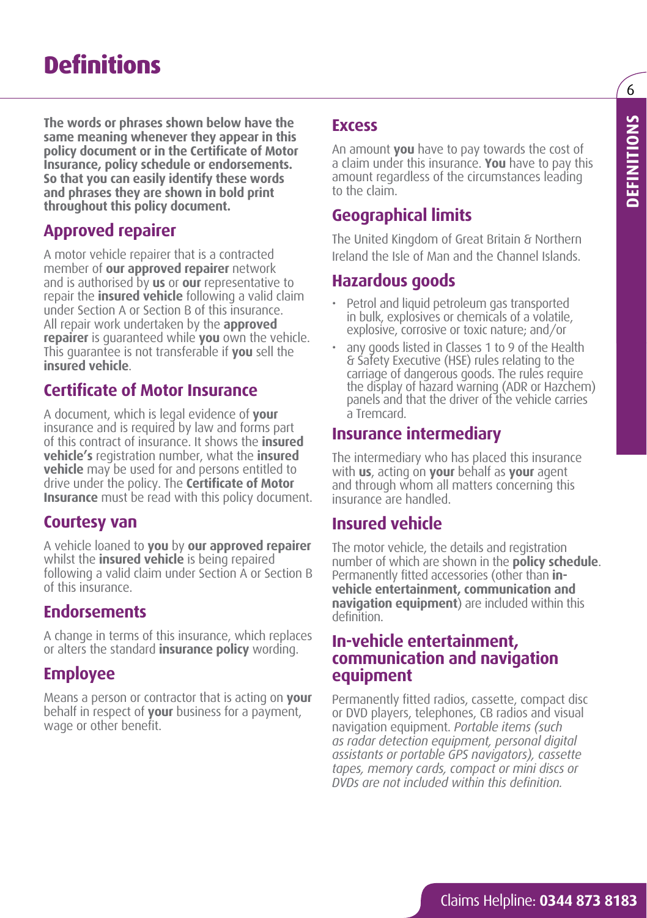# Definitions

**The words or phrases shown below have the same meaning whenever they appear in this policy document or in the Certificate of Motor Insurance, policy schedule or endorsements. So that you can easily identify these words and phrases they are shown in bold print throughout this policy document.**

## Approved repairer

A motor vehicle repairer that is a contracted member of **our approved repairer** network and is authorised by **us** or **our** representative to repair the **insured vehicle** following a valid claim under Section A or Section B of this insurance. All repair work undertaken by the **approved repairer** is guaranteed while **you** own the vehicle. This guarantee is not transferable if **you** sell the **insured vehicle**.

## Certificate of Motor Insurance

A document, which is legal evidence of **your** insurance and is required by law and forms part of this contract of insurance. It shows the **insured vehicle's** registration number, what the **insured vehicle** may be used for and persons entitled to drive under the policy. The **Certificate of Motor Insurance** must be read with this policy document.

## Courtesy van

A vehicle loaned to **you** by **our approved repairer** whilst the **insured vehicle** is being repaired following a valid claim under Section A or Section B of this insurance.

## Endorsements

A change in terms of this insurance, which replaces or alters the standard **insurance policy** wording.

## Employee

Means a person or contractor that is acting on **your** behalf in respect of **your** business for a payment, wage or other benefit.

## Excess

An amount **you** have to pay towards the cost of a claim under this insurance. **You** have to pay this amount regardless of the circumstances leading to the claim.

## Geographical limits

The United Kingdom of Great Britain & Northern Ireland the Isle of Man and the Channel Islands.

## Hazardous goods

- Petrol and liquid petroleum gas transported in bulk, explosives or chemicals of a volatile, explosive, corrosive or toxic nature; and/or
- any goods listed in Classes 1 to 9 of the Health & Safety Executive (HSE) rules relating to the carriage of dangerous goods. The rules require the display of hazard warning (ADR or Hazchem) panels and that the driver of the vehicle carries a Tremcard.

## Insurance intermediary

The intermediary who has placed this insurance with **us**, acting on **your** behalf as **your** agent and through whom all matters concerning this insurance are handled.

## Insured vehicle

The motor vehicle, the details and registration number of which are shown in the **policy schedule**. Permanently fitted accessories (other than **in-vehicle entertainment, communication and navigation equipment**) are included within this definition.

## In-vehicle entertainment, communication and navigation equipment

Permanently fitted radios, cassette, compact disc or DVD players, telephones, CB radios and visual navigation equipment. *Portable items (such as radar detection equipment, personal digital assistants or portable GPS navigators), cassette tapes, memory cards, compact or mini discs or DVDs are not included within this definition.*

Claims Helpline: **0344 873 8183**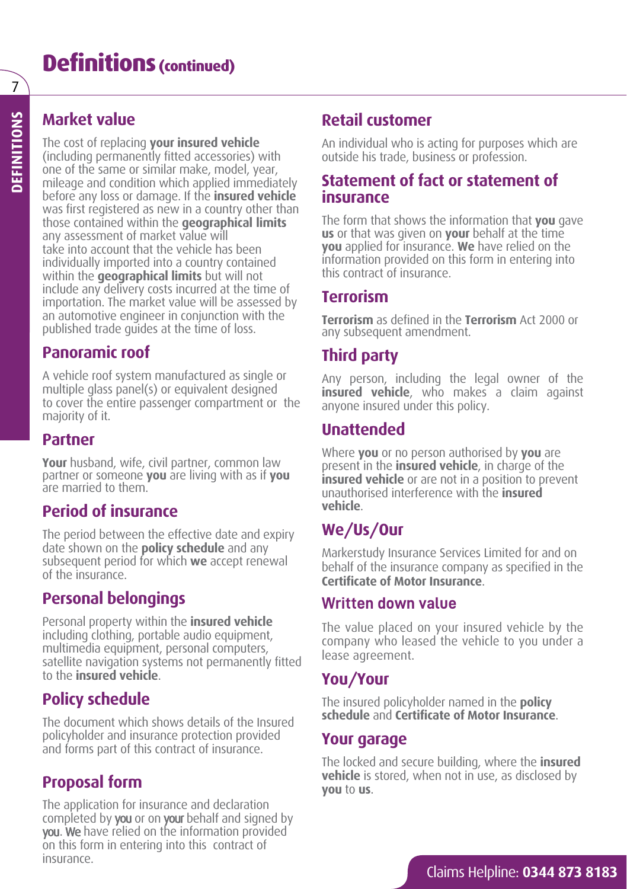# Definitions (continued)

## Market value

The cost of replacing **your insured vehicle** (including permanently fitted accessories) with one of the same or similar make, model, year, mileage and condition which applied immediately before any loss or damage. If the **insured vehicle** was first registered as new in a country other than those contained within the **geographical limits** any assessment of market value will take into account that the vehicle has been individually imported into a country contained within the **geographical limits** but will not include any delivery costs incurred at the time of importation. The market value will be assessed by an automotive engineer in conjunction with the published trade guides at the time of loss.

## Panoramic roof

A vehicle roof system manufactured as single or multiple glass panel(s) or equivalent designed to cover the entire passenger compartment or the majority of it.

## Partner

**Your** husband, wife, civil partner, common law partner or someone **you** are living with as if **you** are married to them.

## Period of insurance

The period between the effective date and expiry date shown on the **policy schedule** and any subsequent period for which **we** accept renewal of the insurance.

## Personal belongings

Personal property within the **insured vehicle** including clothing, portable audio equipment, multimedia equipment, personal computers, satellite navigation systems not permanently fitted to the **insured vehicle**.

## Policy schedule

The document which shows details of the Insured policyholder and insurance protection provided and forms part of this contract of insurance.

## Proposal form

The application for insurance and declaration completed by **you** or on **your** behalf and signed by **you**. **We** have relied on the information provided on this form in entering into this contract of insurance.

## Retail customer

An individual who is acting for purposes which are outside his trade, business or profession.

## Statement of fact or statement of insurance

The form that shows the information that **you** gave **us** or that was given on **your** behalf at the time **you** applied for insurance. **We** have relied on the information provided on this form in entering into this contract of insurance.

## Terrorism

**Terrorism** as defined in the **Terrorism** Act 2000 or any subsequent amendment.

## Third party

Any person, including the legal owner of the **insured vehicle**, who makes a claim against anyone insured under this policy.

## Unattended

Where **you** or no person authorised by **you** are present in the **insured vehicle**, in charge of the **insured vehicle** or are not in a position to prevent unauthorised interference with the **insured vehicle**.

## We/Us/Our

Markerstudy Insurance Services Limited for and on behalf of the insurance company as specified in the **Certificate of Motor Insurance**.

## Written down value

The value placed on your insured vehicle by the company who leased the vehicle to you under a lease agreement.

## You/Your

The insured policyholder named in the **policy schedule** and **Certificate of Motor Insurance**.

## Your garage

The locked and secure building, where the **insured vehicle** is stored, when not in use, as disclosed by **you** to **us**.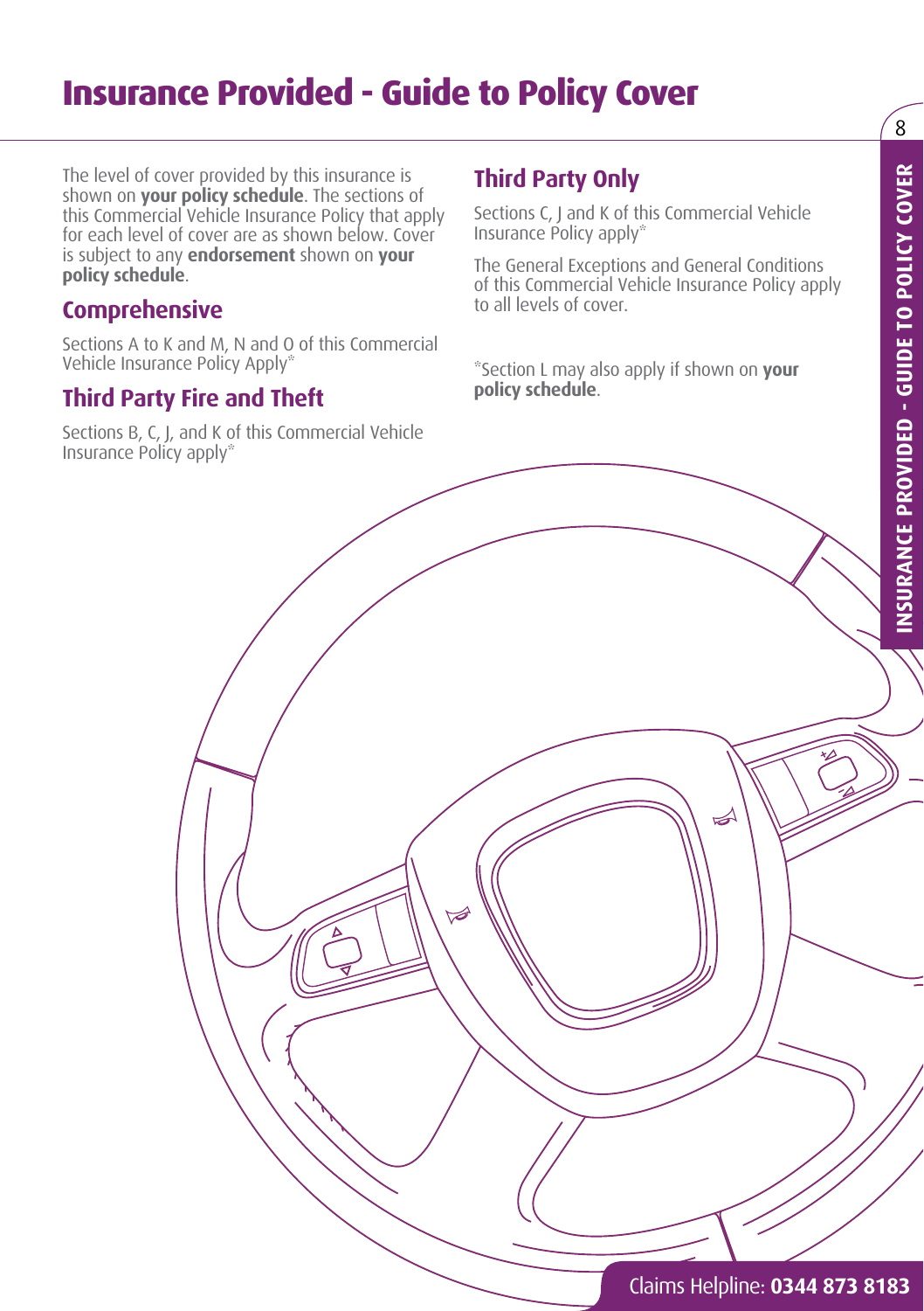# Insurance Provided - Guide to Policy Cover

The level of cover provided by this insurance is shown on **your policy schedule**. The sections of this Commercial Vehicle Insurance Policy that apply for each level of cover are as shown below. Cover is subject to any **endorsement** shown on **your policy schedule**.

## Comprehensive

Sections A to K and M, N and O of this Commercial Vehicle Insurance Policy Apply*

## Third Party Fire and Theft

Sections B, C, J, and K of this Commercial Vehicle Insurance Policy apply*

## Third Party Only

Sections C, J and K of this Commercial Vehicle Insurance Policy apply*

The General Exceptions and General Conditions of this Commercial Vehicle Insurance Policy apply to all levels of cover.

*Section L may also apply if shown on **your policy schedule**.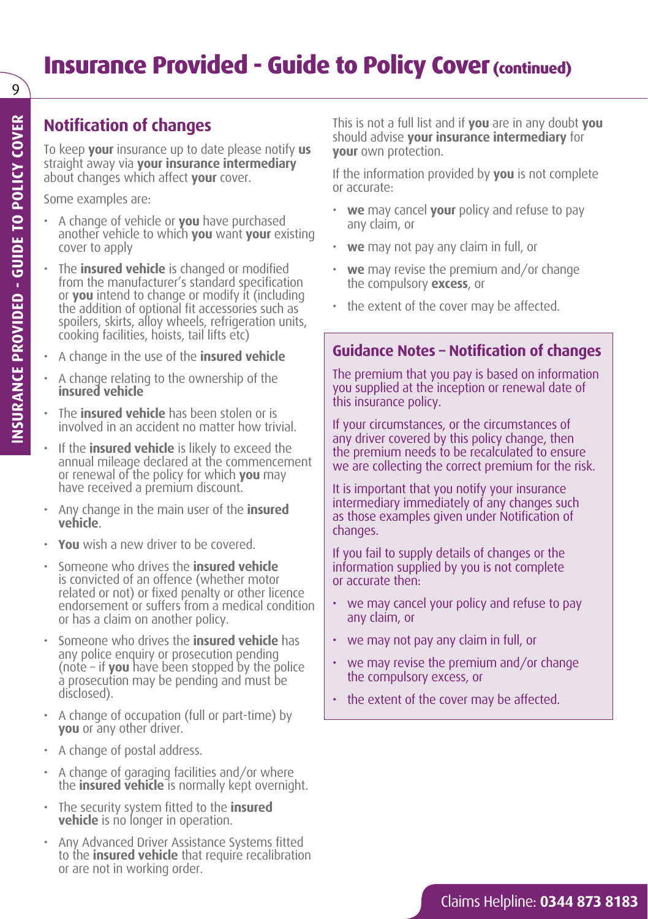# Insurance Provided - Guide to Policy Cover (continued)

## Notification of changes

To keep **your** insurance up to date please notify **us** straight away via **your insurance intermediary** about changes which affect **your** cover.

Some examples are:

- A change of vehicle or **you** have purchased another vehicle to which **you** want **your** existing cover to apply
- The **insured vehicle** is changed or modified from the manufacturer's standard specification or **you** intend to change or modify it (including the addition of optional fit accessories such as spoilers, skirts, alloy wheels, refrigeration units, cooking facilities, hoists, tail lifts etc)
- A change in the use of the **insured vehicle**
- A change relating to the ownership of the **insured vehicle**
- The **insured vehicle** has been stolen or is involved in an accident no matter how trivial.
- If the **insured vehicle** is likely to exceed the annual mileage declared at the commencement or renewal of the policy for which **you** may have received a premium discount.
- Any change in the main user of the **insured vehicle**.
- **You** wish a new driver to be covered.
- Someone who drives the **insured vehicle** is convicted of an offence (whether motor related or not) or fixed penalty or other licence endorsement or suffers from a medical condition or has a claim on another policy.
- Someone who drives the **insured vehicle** has any police enquiry or prosecution pending (note – if **you** have been stopped by the police a prosecution may be pending and must be disclosed).
- A change of occupation (full or part-time) by **you** or any other driver.
- A change of postal address.
- A change of garaging facilities and/or where the **insured vehicle** is normally kept overnight.
- The security system fitted to the **insured vehicle** is no longer in operation.
- Any Advanced Driver Assistance Systems fitted to the **insured vehicle** that require recalibration or are not in working order.

This is not a full list and if **you** are in any doubt **you** should advise **your insurance intermediary** for **your** own protection.

If the information provided by **you** is not complete or accurate:

- **we** may cancel **your** policy and refuse to pay any claim, or
- **we** may not pay any claim in full, or
- **we** may revise the premium and/or change the compulsory **excess**, or
- the extent of the cover may be affected.

### Guidance Notes – Notification of changes

The premium that you pay is based on information you supplied at the inception or renewal date of this insurance policy.

If your circumstances, or the circumstances of any driver covered by this policy change, then the premium needs to be recalculated to ensure we are collecting the correct premium for the risk.

It is important that you notify your insurance intermediary immediately of any changes such as those examples given under Notification of changes.

If you fail to supply details of changes or the information supplied by you is not complete or accurate then:

- we may cancel your policy and refuse to pay any claim, or
- we may not pay any claim in full, or
- we may revise the premium and/or change the compulsory excess, or
- the extent of the cover may be affected.

Claims Helpline: **0344 873 8183**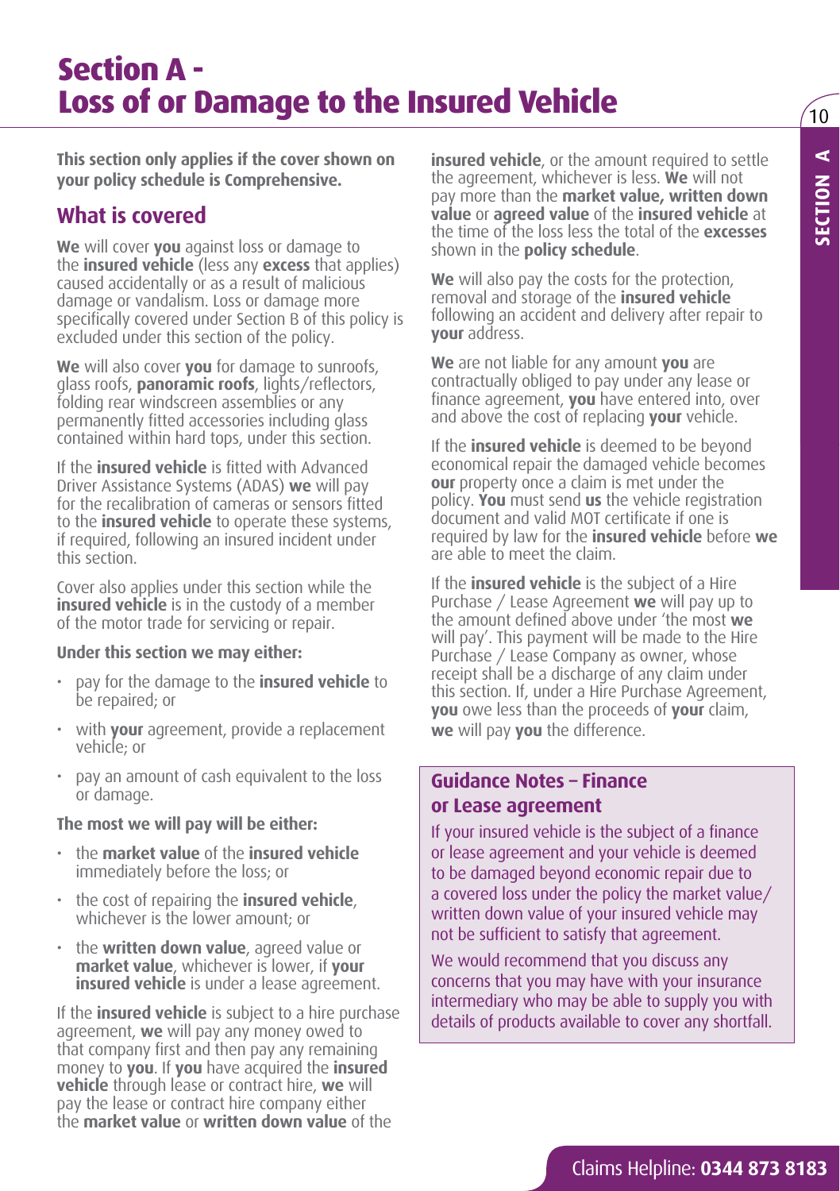# Section A - Loss of or Damage to the Insured Vehicle

**This section only applies if the cover shown on your policy schedule is Comprehensive.**

## What is covered

**We** will cover **you** against loss or damage to the **insured vehicle** (less any **excess** that applies) caused accidentally or as a result of malicious damage or vandalism. Loss or damage more specifically covered under Section B of this policy is excluded under this section of the policy.

**We** will also cover **you** for damage to sunroofs, glass roofs, **panoramic roofs**, lights/reflectors, folding rear windscreen assemblies or any permanently fitted accessories including glass contained within hard tops, under this section.

If the **insured vehicle** is fitted with Advanced Driver Assistance Systems (ADAS) **we** will pay for the recalibration of cameras or sensors fitted to the **insured vehicle** to operate these systems, if required, following an insured incident under this section.

Cover also applies under this section while the **insured vehicle** is in the custody of a member of the motor trade for servicing or repair.

**Under this section we may either:**

- pay for the damage to the **insured vehicle** to be repaired; or
- with **your** agreement, provide a replacement vehicle; or
- pay an amount of cash equivalent to the loss or damage.

**The most we will pay will be either:**

- the **market value** of the **insured vehicle** immediately before the loss; or
- the cost of repairing the **insured vehicle**, whichever is the lower amount; or
- the **written down value**, agreed value or **market value**, whichever is lower, if **your insured vehicle** is under a lease agreement.

If the **insured vehicle** is subject to a hire purchase agreement, **we** will pay any money owed to that company first and then pay any remaining money to **you**. If **you** have acquired the **insured vehicle** through lease or contract hire, **we** will pay the lease or contract hire company either the **market value** or **written down value** of the **insured vehicle**, or the amount required to settle the agreement, whichever is less. **We** will not pay more than the **market value, written down value** or **agreed value** of the **insured vehicle** at the time of the loss less the total of the **excesses** shown in the **policy schedule**.

**We** will also pay the costs for the protection, removal and storage of the **insured vehicle** following an accident and delivery after repair to **your** address.

**We** are not liable for any amount **you** are contractually obliged to pay under any lease or finance agreement, **you** have entered into, over and above the cost of replacing **your** vehicle.

If the **insured vehicle** is deemed to be beyond economical repair the damaged vehicle becomes **our** property once a claim is met under the policy. **You** must send **us** the vehicle registration document and valid MOT certificate if one is required by law for the **insured vehicle** before **we** are able to meet the claim.

If the **insured vehicle** is the subject of a Hire Purchase / Lease Agreement **we** will pay up to the amount defined above under 'the most **we** will pay'. This payment will be made to the Hire Purchase / Lease Company as owner, whose receipt shall be a discharge of any claim under this section. If, under a Hire Purchase Agreement, **you** owe less than the proceeds of **your** claim, **we** will pay **you** the difference.

### Guidance Notes – Finance or Lease agreement

If your insured vehicle is the subject of a finance or lease agreement and your vehicle is deemed to be damaged beyond economic repair due to a covered loss under the policy the market value/written down value of your insured vehicle may not be sufficient to satisfy that agreement.

We would recommend that you discuss any concerns that you may have with your insurance intermediary who may be able to supply you with details of products available to cover any shortfall.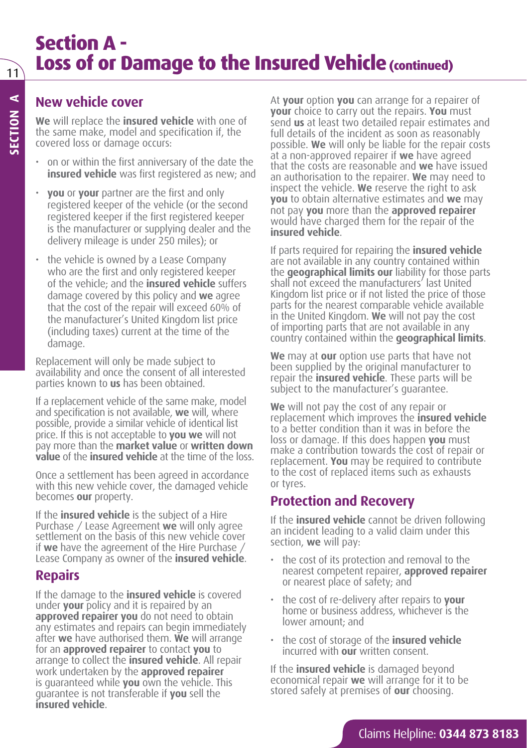# Section A - Loss of or Damage to the Insured Vehicle (continued)

## New vehicle cover

**We** will replace the **insured vehicle** with one of the same make, model and specification if, the covered loss or damage occurs:

- on or within the first anniversary of the date the **insured vehicle** was first registered as new; and
- **you** or **your** partner are the first and only registered keeper of the vehicle (or the second registered keeper if the first registered keeper is the manufacturer or supplying dealer and the delivery mileage is under 250 miles); or
- the vehicle is owned by a Lease Company who are the first and only registered keeper of the vehicle; and the **insured vehicle** suffers damage covered by this policy and **we** agree that the cost of the repair will exceed 60% of the manufacturer's United Kingdom list price (including taxes) current at the time of the damage.

Replacement will only be made subject to availability and once the consent of all interested parties known to **us** has been obtained.

If a replacement vehicle of the same make, model and specification is not available, **we** will, where possible, provide a similar vehicle of identical list price. If this is not acceptable to **you we** will not pay more than the **market value** or **written down value** of the **insured vehicle** at the time of the loss.

Once a settlement has been agreed in accordance with this new vehicle cover, the damaged vehicle becomes **our** property.

If the **insured vehicle** is the subject of a Hire Purchase / Lease Agreement **we** will only agree settlement on the basis of this new vehicle cover if **we** have the agreement of the Hire Purchase / Lease Company as owner of the **insured vehicle**.

## Repairs

If the damage to the **insured vehicle** is covered under **your** policy and it is repaired by an **approved repairer you** do not need to obtain any estimates and repairs can begin immediately after **we** have authorised them. **We** will arrange for an **approved repairer** to contact **you** to arrange to collect the **insured vehicle**. All repair work undertaken by the **approved repairer** is guaranteed while **you** own the vehicle. This guarantee is not transferable if **you** sell the **insured vehicle**.

At **your** option **you** can arrange for a repairer of **your** choice to carry out the repairs. **You** must send **us** at least two detailed repair estimates and full details of the incident as soon as reasonably possible. **We** will only be liable for the repair costs at a non-approved repairer if **we** have agreed that the costs are reasonable and **we** have issued an authorisation to the repairer. **We** may need to inspect the vehicle. **We** reserve the right to ask **you** to obtain alternative estimates and **we** may not pay **you** more than the **approved repairer** would have charged them for the repair of the **insured vehicle**.

If parts required for repairing the **insured vehicle** are not available in any country contained within the **geographical limits our** liability for those parts shall not exceed the manufacturers' last United Kingdom list price or if not listed the price of those parts for the nearest comparable vehicle available in the United Kingdom. **We** will not pay the cost of importing parts that are not available in any country contained within the **geographical limits**.

**We** may at **our** option use parts that have not been supplied by the original manufacturer to repair the **insured vehicle**. These parts will be subject to the manufacturer's guarantee.

**We** will not pay the cost of any repair or replacement which improves the **insured vehicle** to a better condition than it was in before the loss or damage. If this does happen **you** must make a contribution towards the cost of repair or replacement. **You** may be required to contribute to the cost of replaced items such as exhausts or tyres.

## Protection and Recovery

If the **insured vehicle** cannot be driven following an incident leading to a valid claim under this section, **we** will pay:

- the cost of its protection and removal to the nearest competent repairer, **approved repairer** or nearest place of safety; and
- the cost of re-delivery after repairs to **your** home or business address, whichever is the lower amount; and
- the cost of storage of the **insured vehicle** incurred with **our** written consent.

If the **insured vehicle** is damaged beyond economical repair **we** will arrange for it to be stored safely at premises of **our** choosing.

Claims Helpline: **0344 873 8183**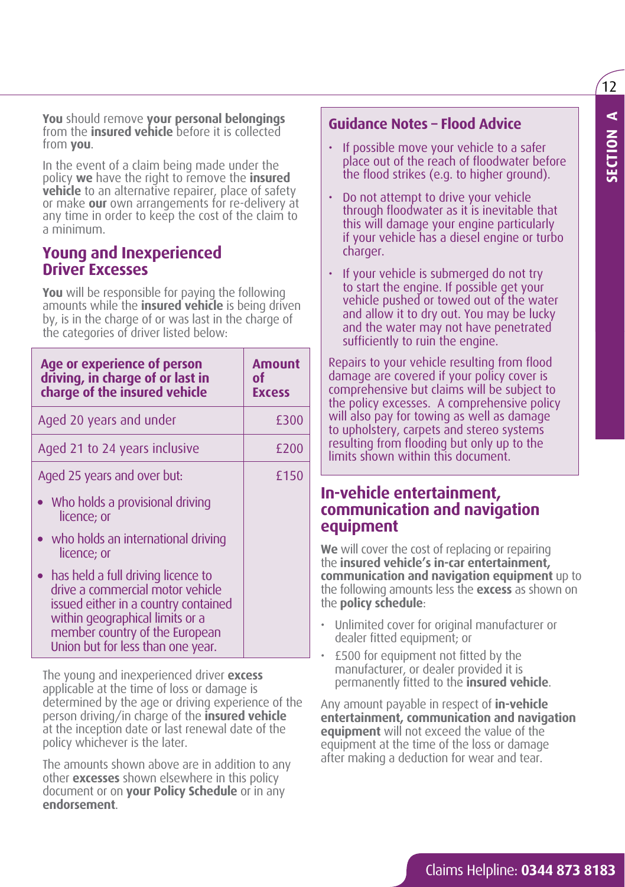**You** should remove **your personal belongings** from the **insured vehicle** before it is collected from **you**.

In the event of a claim being made under the policy **we** have the right to remove the **insured vehicle** to an alternative repairer, place of safety or make **our** own arrangements for re-delivery at any time in order to keep the cost of the claim to a minimum.

## Young and Inexperienced Driver Excesses

**You** will be responsible for paying the following amounts while the **insured vehicle** is being driven by, is in the charge of or was last in the charge of the categories of driver listed below:

| Age or experience of person driving, in charge of or last in charge of the insured vehicle | Amount of Excess |
|---|---|
| Aged 20 years and under | £300 |
| Aged 21 to 24 years inclusive | £200 |
| Aged 25 years and over but:<br>• Who holds a provisional driving licence; or<br>• who holds an international driving licence; or<br>• has held a full driving licence to drive a commercial motor vehicle issued either in a country contained within geographical limits or a member country of the European Union but for less than one year. | £150 |

The young and inexperienced driver **excess** applicable at the time of loss or damage is determined by the age or driving experience of the person driving/in charge of the **insured vehicle** at the inception date or last renewal date of the policy whichever is the later.

The amounts shown above are in addition to any other **excesses** shown elsewhere in this policy document or on **your Policy Schedule** or in any **endorsement**.

### Guidance Notes – Flood Advice

- If possible move your vehicle to a safer place out of the reach of floodwater before the flood strikes (e.g. to higher ground).
- Do not attempt to drive your vehicle through floodwater as it is inevitable that this will damage your engine particularly if your vehicle has a diesel engine or turbo charger.
- If your vehicle is submerged do not try to start the engine. If possible get your vehicle pushed or towed out of the water and allow it to dry out. You may be lucky and the water may not have penetrated sufficiently to ruin the engine.

Repairs to your vehicle resulting from flood damage are covered if your policy cover is comprehensive but claims will be subject to the policy excesses. A comprehensive policy will also pay for towing as well as damage to upholstery, carpets and stereo systems resulting from flooding but only up to the limits shown within this document.

## In-vehicle entertainment, communication and navigation equipment

**We** will cover the cost of replacing or repairing the **insured vehicle's in-car entertainment, communication and navigation equipment** up to the following amounts less the **excess** as shown on the **policy schedule**:

- Unlimited cover for original manufacturer or dealer fitted equipment; or
- £500 for equipment not fitted by the manufacturer, or dealer provided it is permanently fitted to the **insured vehicle**.

Any amount payable in respect of **in-vehicle entertainment, communication and navigation equipment** will not exceed the value of the equipment at the time of the loss or damage after making a deduction for wear and tear.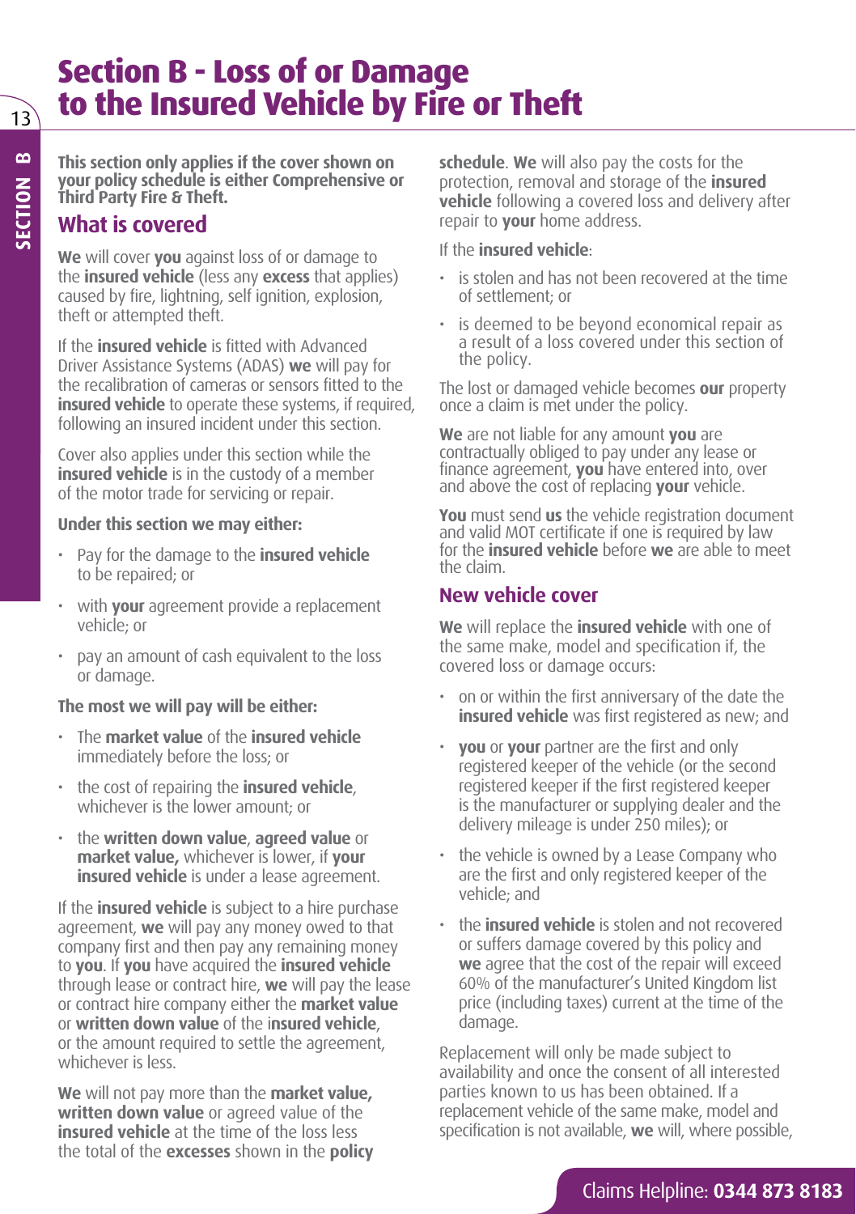# Section B - Loss of or Damage to the Insured Vehicle by Fire or Theft

**This section only applies if the cover shown on your policy schedule is either Comprehensive or Third Party Fire & Theft.**

## What is covered

**We** will cover **you** against loss of or damage to the **insured vehicle** (less any **excess** that applies) caused by fire, lightning, self ignition, explosion, theft or attempted theft.

If the **insured vehicle** is fitted with Advanced Driver Assistance Systems (ADAS) **we** will pay for the recalibration of cameras or sensors fitted to the **insured vehicle** to operate these systems, if required, following an insured incident under this section.

Cover also applies under this section while the **insured vehicle** is in the custody of a member of the motor trade for servicing or repair.

**Under this section we may either:**

- Pay for the damage to the **insured vehicle** to be repaired; or
- with **your** agreement provide a replacement vehicle; or
- pay an amount of cash equivalent to the loss or damage.

**The most we will pay will be either:**

- The **market value** of the **insured vehicle** immediately before the loss; or
- the cost of repairing the **insured vehicle**, whichever is the lower amount; or
- the **written down value**, **agreed value** or **market value,** whichever is lower, if **your insured vehicle** is under a lease agreement.

If the **insured vehicle** is subject to a hire purchase agreement, **we** will pay any money owed to that company first and then pay any remaining money to **you**. If **you** have acquired the **insured vehicle** through lease or contract hire, **we** will pay the lease or contract hire company either the **market value** or **written down value** of the i**nsured vehicle**, or the amount required to settle the agreement, whichever is less.

**We** will not pay more than the **market value, written down value** or agreed value of the **insured vehicle** at the time of the loss less the total of the **excesses** shown in the **policy schedule**. **We** will also pay the costs for the protection, removal and storage of the **insured vehicle** following a covered loss and delivery after repair to **your** home address.

If the **insured vehicle**:

- is stolen and has not been recovered at the time of settlement; or
- is deemed to be beyond economical repair as a result of a loss covered under this section of the policy.

The lost or damaged vehicle becomes **our** property once a claim is met under the policy.

**We** are not liable for any amount **you** are contractually obliged to pay under any lease or finance agreement, **you** have entered into, over and above the cost of replacing **your** vehicle.

**You** must send **us** the vehicle registration document and valid MOT certificate if one is required by law for the **insured vehicle** before **we** are able to meet the claim.

## New vehicle cover

**We** will replace the **insured vehicle** with one of the same make, model and specification if, the covered loss or damage occurs:

- on or within the first anniversary of the date the **insured vehicle** was first registered as new; and
- **you** or **your** partner are the first and only registered keeper of the vehicle (or the second registered keeper if the first registered keeper is the manufacturer or supplying dealer and the delivery mileage is under 250 miles); or
- the vehicle is owned by a Lease Company who are the first and only registered keeper of the vehicle; and
- the **insured vehicle** is stolen and not recovered or suffers damage covered by this policy and **we** agree that the cost of the repair will exceed 60% of the manufacturer's United Kingdom list price (including taxes) current at the time of the damage.

Replacement will only be made subject to availability and once the consent of all interested parties known to us has been obtained. If a replacement vehicle of the same make, model and specification is not available, **we** will, where possible,

Claims Helpline: **0344 873 8183**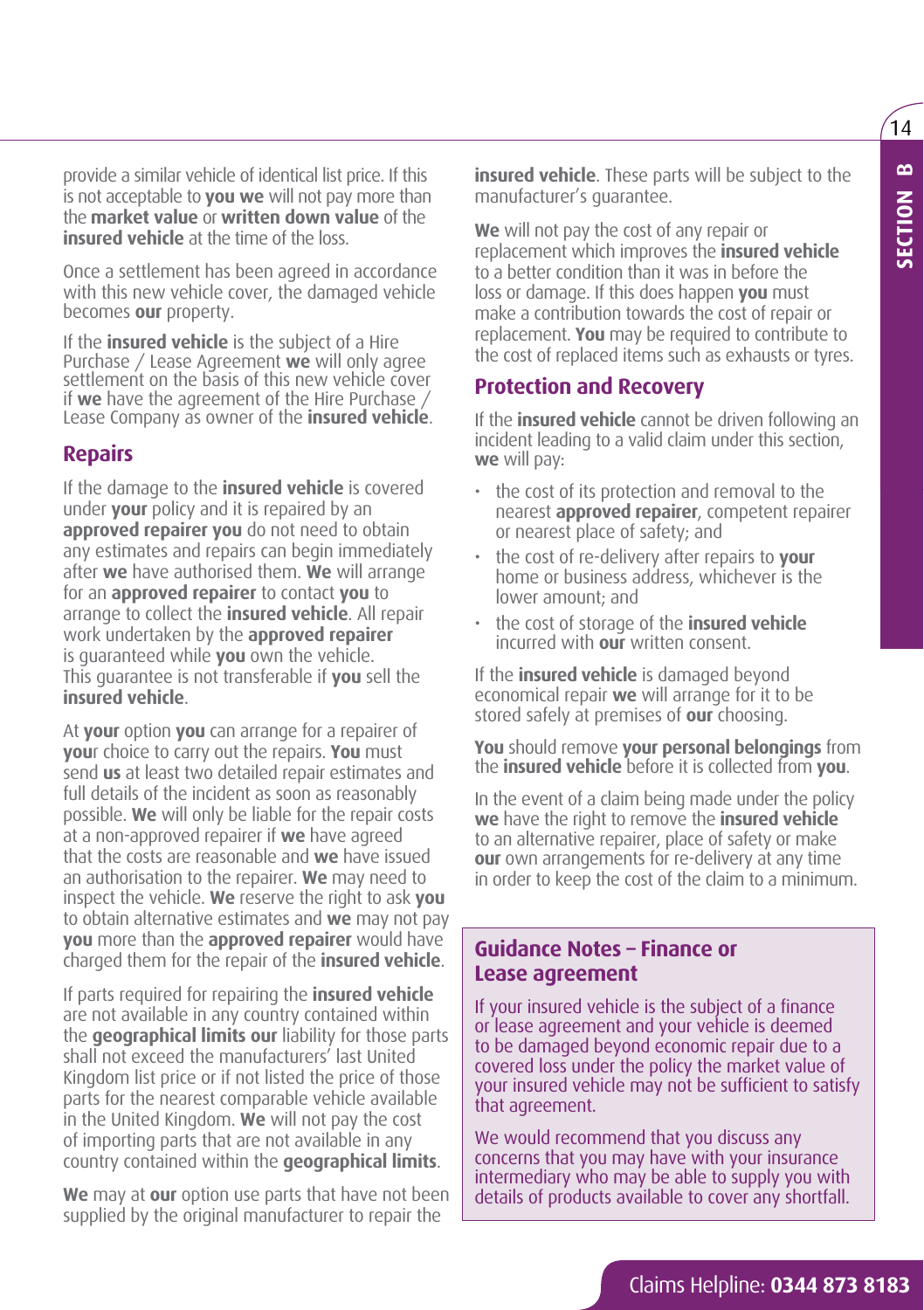provide a similar vehicle of identical list price. If this is not acceptable to **you we** will not pay more than the **market value** or **written down value** of the **insured vehicle** at the time of the loss.

Once a settlement has been agreed in accordance with this new vehicle cover, the damaged vehicle becomes **our** property.

If the **insured vehicle** is the subject of a Hire Purchase / Lease Agreement **we** will only agree settlement on the basis of this new vehicle cover if **we** have the agreement of the Hire Purchase / Lease Company as owner of the **insured vehicle**.

## Repairs

If the damage to the **insured vehicle** is covered under **your** policy and it is repaired by an **approved repairer you** do not need to obtain any estimates and repairs can begin immediately after **we** have authorised them. **We** will arrange for an **approved repairer** to contact **you** to arrange to collect the **insured vehicle**. All repair work undertaken by the **approved repairer** is guaranteed while **you** own the vehicle. This guarantee is not transferable if **you** sell the **insured vehicle**.

At **your** option **you** can arrange for a repairer of **you**r choice to carry out the repairs. **You** must send **us** at least two detailed repair estimates and full details of the incident as soon as reasonably possible. **We** will only be liable for the repair costs at a non-approved repairer if **we** have agreed that the costs are reasonable and **we** have issued an authorisation to the repairer. **We** may need to inspect the vehicle. **We** reserve the right to ask **you** to obtain alternative estimates and **we** may not pay **you** more than the **approved repairer** would have charged them for the repair of the **insured vehicle**.

If parts required for repairing the **insured vehicle** are not available in any country contained within the **geographical limits our** liability for those parts shall not exceed the manufacturers' last United Kingdom list price or if not listed the price of those parts for the nearest comparable vehicle available in the United Kingdom. **We** will not pay the cost of importing parts that are not available in any country contained within the **geographical limits**.

**We** may at **our** option use parts that have not been supplied by the original manufacturer to repair the **insured vehicle**. These parts will be subject to the manufacturer's guarantee.

**We** will not pay the cost of any repair or replacement which improves the **insured vehicle** to a better condition than it was in before the loss or damage. If this does happen **you** must make a contribution towards the cost of repair or replacement. **You** may be required to contribute to the cost of replaced items such as exhausts or tyres.

## Protection and Recovery

If the **insured vehicle** cannot be driven following an incident leading to a valid claim under this section, **we** will pay:

- the cost of its protection and removal to the nearest **approved repairer**, competent repairer or nearest place of safety; and
- the cost of re-delivery after repairs to **your** home or business address, whichever is the lower amount; and
- the cost of storage of the **insured vehicle** incurred with **our** written consent.

If the **insured vehicle** is damaged beyond economical repair **we** will arrange for it to be stored safely at premises of **our** choosing.

**You** should remove **your personal belongings** from the **insured vehicle** before it is collected from **you**.

In the event of a claim being made under the policy **we** have the right to remove the **insured vehicle** to an alternative repairer, place of safety or make **our** own arrangements for re-delivery at any time in order to keep the cost of the claim to a minimum.

## Guidance Notes – Finance or Lease agreement

If your insured vehicle is the subject of a finance or lease agreement and your vehicle is deemed to be damaged beyond economic repair due to a covered loss under the policy the market value of your insured vehicle may not be sufficient to satisfy that agreement.

We would recommend that you discuss any concerns that you may have with your insurance intermediary who may be able to supply you with details of products available to cover any shortfall.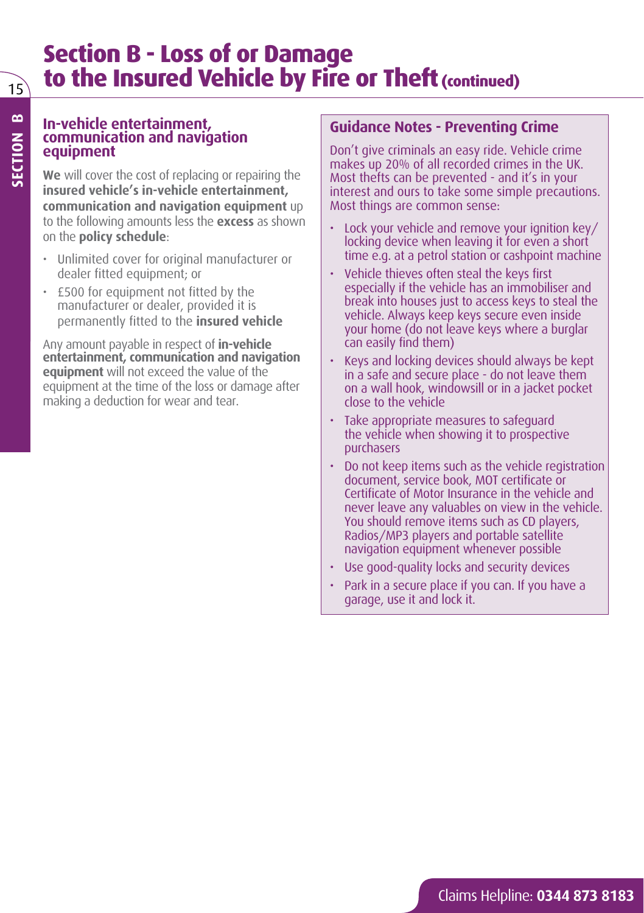# Section B - Loss of or Damage to the Insured Vehicle by Fire or Theft (continued)

## In-vehicle entertainment, communication and navigation equipment

**We** will cover the cost of replacing or repairing the **insured vehicle's in-vehicle entertainment, communication and navigation equipment** up to the following amounts less the **excess** as shown on the **policy schedule**:

- Unlimited cover for original manufacturer or dealer fitted equipment; or
- £500 for equipment not fitted by the manufacturer or dealer, provided it is permanently fitted to the **insured vehicle**

Any amount payable in respect of **in-vehicle entertainment, communication and navigation equipment** will not exceed the value of the equipment at the time of the loss or damage after making a deduction for wear and tear.

## Guidance Notes - Preventing Crime

Don't give criminals an easy ride. Vehicle crime makes up 20% of all recorded crimes in the UK. Most thefts can be prevented - and it's in your interest and ours to take some simple precautions. Most things are common sense:

- Lock your vehicle and remove your ignition key/locking device when leaving it for even a short time e.g. at a petrol station or cashpoint machine
- Vehicle thieves often steal the keys first especially if the vehicle has an immobiliser and break into houses just to access keys to steal the vehicle. Always keep keys secure even inside your home (do not leave keys where a burglar can easily find them)
- Keys and locking devices should always be kept in a safe and secure place - do not leave them on a wall hook, windowsill or in a jacket pocket close to the vehicle
- Take appropriate measures to safeguard the vehicle when showing it to prospective purchasers
- Do not keep items such as the vehicle registration document, service book, MOT certificate or Certificate of Motor Insurance in the vehicle and never leave any valuables on view in the vehicle. You should remove items such as CD players, Radios/MP3 players and portable satellite navigation equipment whenever possible
- Use good-quality locks and security devices
- Park in a secure place if you can. If you have a garage, use it and lock it.

Claims Helpline: **0344 873 8183**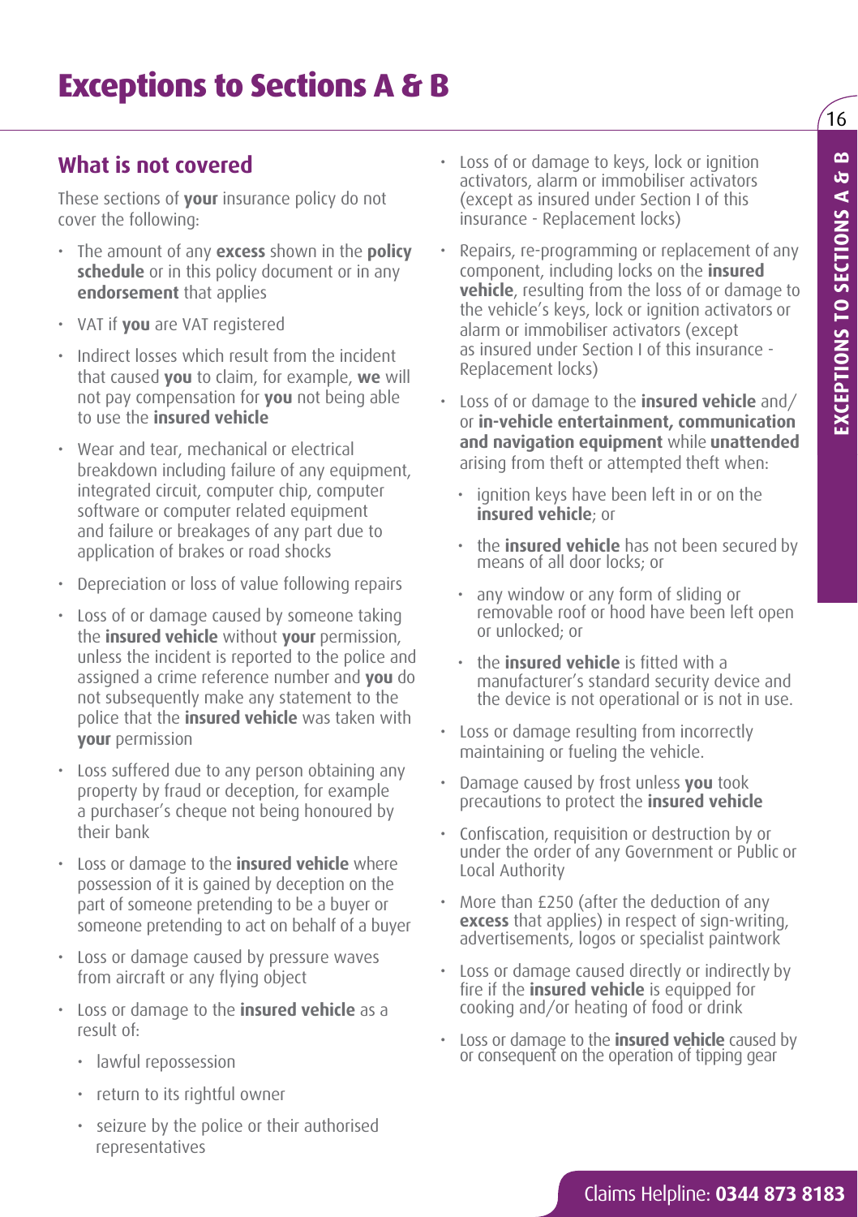# Exceptions to Sections A & B

## What is not covered

These sections of **your** insurance policy do not cover the following:

- The amount of any **excess** shown in the **policy schedule** or in this policy document or in any **endorsement** that applies
- VAT if **you** are VAT registered
- Indirect losses which result from the incident that caused **you** to claim, for example, **we** will not pay compensation for **you** not being able to use the **insured vehicle**
- Wear and tear, mechanical or electrical breakdown including failure of any equipment, integrated circuit, computer chip, computer software or computer related equipment and failure or breakages of any part due to application of brakes or road shocks
- Depreciation or loss of value following repairs
- Loss of or damage caused by someone taking the **insured vehicle** without **your** permission, unless the incident is reported to the police and assigned a crime reference number and **you** do not subsequently make any statement to the police that the **insured vehicle** was taken with **your** permission
- Loss suffered due to any person obtaining any property by fraud or deception, for example a purchaser's cheque not being honoured by their bank
- Loss or damage to the **insured vehicle** where possession of it is gained by deception on the part of someone pretending to be a buyer or someone pretending to act on behalf of a buyer
- Loss or damage caused by pressure waves from aircraft or any flying object
- Loss or damage to the **insured vehicle** as a result of:
  - lawful repossession
  - return to its rightful owner
  - seizure by the police or their authorised representatives
- Loss of or damage to keys, lock or ignition activators, alarm or immobiliser activators (except as insured under Section I of this insurance - Replacement locks)
- Repairs, re-programming or replacement of any component, including locks on the **insured vehicle**, resulting from the loss of or damage to the vehicle's keys, lock or ignition activators or alarm or immobiliser activators (except as insured under Section I of this insurance - Replacement locks)
- Loss of or damage to the **insured vehicle** and/or **in-vehicle entertainment, communication and navigation equipment** while **unattended** arising from theft or attempted theft when:
  - ignition keys have been left in or on the **insured vehicle**; or
  - the **insured vehicle** has not been secured by means of all door locks; or
  - any window or any form of sliding or removable roof or hood have been left open or unlocked; or
  - the **insured vehicle** is fitted with a manufacturer's standard security device and the device is not operational or is not in use.
- Loss or damage resulting from incorrectly maintaining or fueling the vehicle.
- Damage caused by frost unless **you** took precautions to protect the **insured vehicle**
- Confiscation, requisition or destruction by or under the order of any Government or Public or Local Authority
- More than £250 (after the deduction of any **excess** that applies) in respect of sign-writing, advertisements, logos or specialist paintwork
- Loss or damage caused directly or indirectly by fire if the **insured vehicle** is equipped for cooking and/or heating of food or drink
- Loss or damage to the **insured vehicle** caused by or consequent on the operation of tipping gear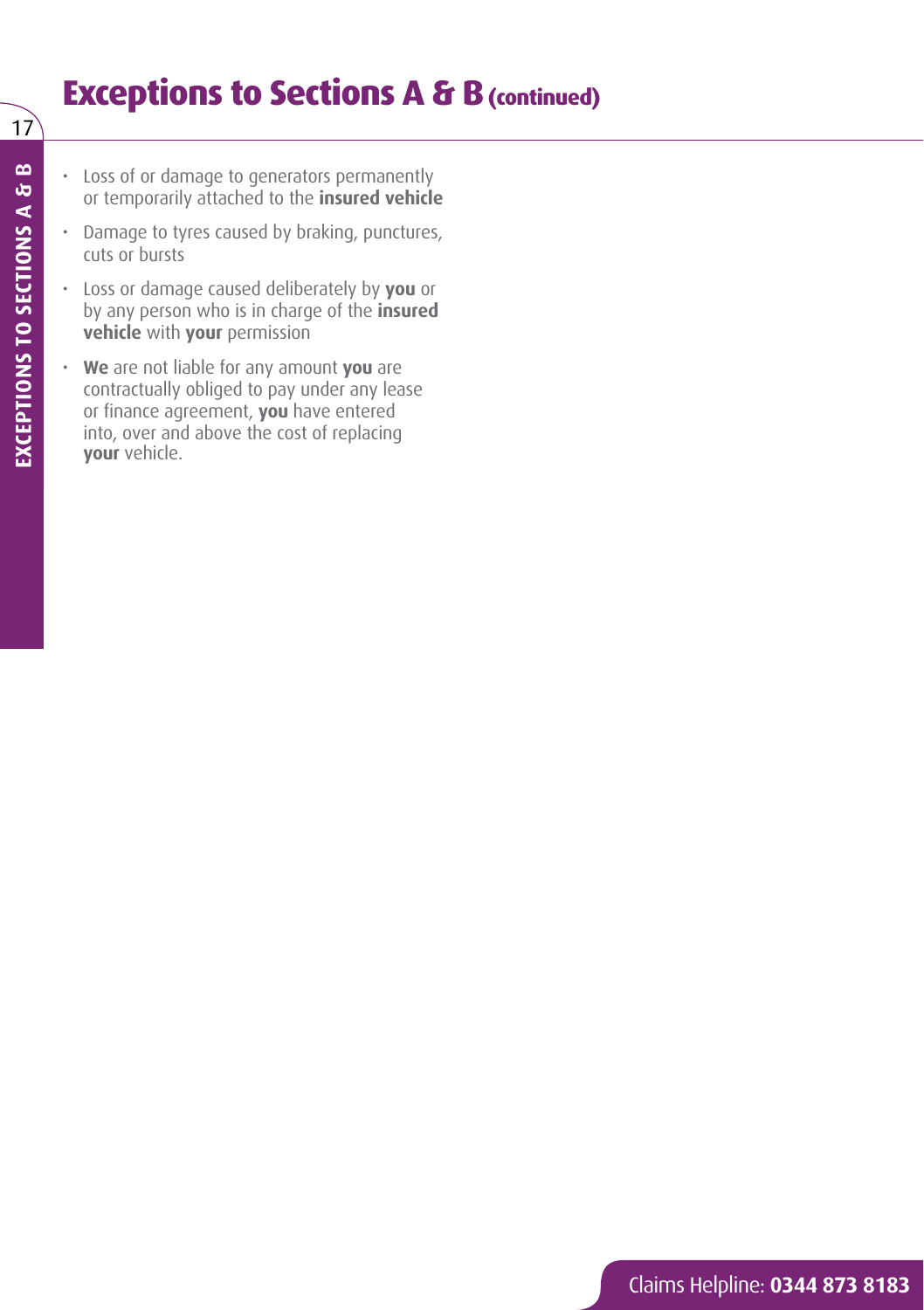# Exceptions to Sections A & B (continued)

- Loss of or damage to generators permanently or temporarily attached to the **insured vehicle**
- Damage to tyres caused by braking, punctures, cuts or bursts
- Loss or damage caused deliberately by **you** or by any person who is in charge of the **insured vehicle** with **your** permission
- **We** are not liable for any amount **you** are contractually obliged to pay under any lease or finance agreement, **you** have entered into, over and above the cost of replacing **your** vehicle.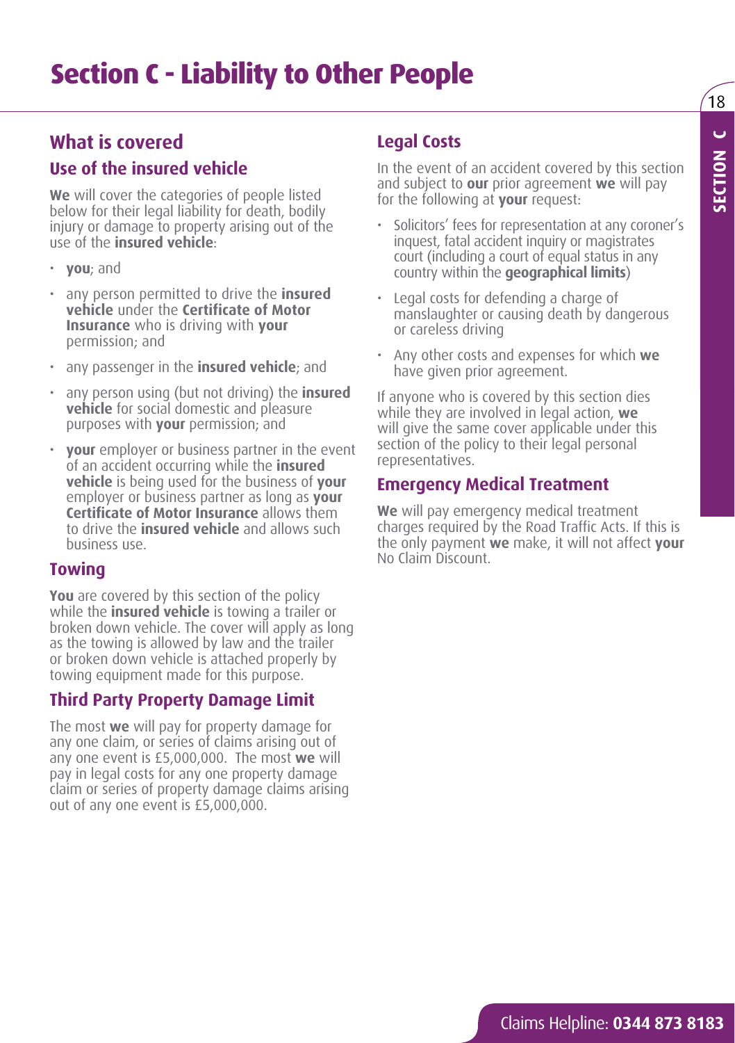# Section C - Liability to Other People

## What is covered

### Use of the insured vehicle

**We** will cover the categories of people listed below for their legal liability for death, bodily injury or damage to property arising out of the use of the **insured vehicle**:

- **you**; and
- any person permitted to drive the **insured vehicle** under the **Certificate of Motor Insurance** who is driving with **your** permission; and
- any passenger in the **insured vehicle**; and
- any person using (but not driving) the **insured vehicle** for social domestic and pleasure purposes with **your** permission; and
- **your** employer or business partner in the event of an accident occurring while the **insured vehicle** is being used for the business of **your** employer or business partner as long as **your Certificate of Motor Insurance** allows them to drive the **insured vehicle** and allows such business use.

### Towing

**You** are covered by this section of the policy while the **insured vehicle** is towing a trailer or broken down vehicle. The cover will apply as long as the towing is allowed by law and the trailer or broken down vehicle is attached properly by towing equipment made for this purpose.

### Third Party Property Damage Limit

The most **we** will pay for property damage for any one claim, or series of claims arising out of any one event is £5,000,000. The most **we** will pay in legal costs for any one property damage claim or series of property damage claims arising out of any one event is £5,000,000.

### Legal Costs

In the event of an accident covered by this section and subject to **our** prior agreement **we** will pay for the following at **your** request:

- Solicitors' fees for representation at any coroner's inquest, fatal accident inquiry or magistrates court (including a court of equal status in any country within the **geographical limits**)
- Legal costs for defending a charge of manslaughter or causing death by dangerous or careless driving
- Any other costs and expenses for which **we** have given prior agreement.

If anyone who is covered by this section dies while they are involved in legal action, **we** will give the same cover applicable under this section of the policy to their legal personal representatives.

### Emergency Medical Treatment

**We** will pay emergency medical treatment charges required by the Road Traffic Acts. If this is the only payment **we** make, it will not affect **your** No Claim Discount.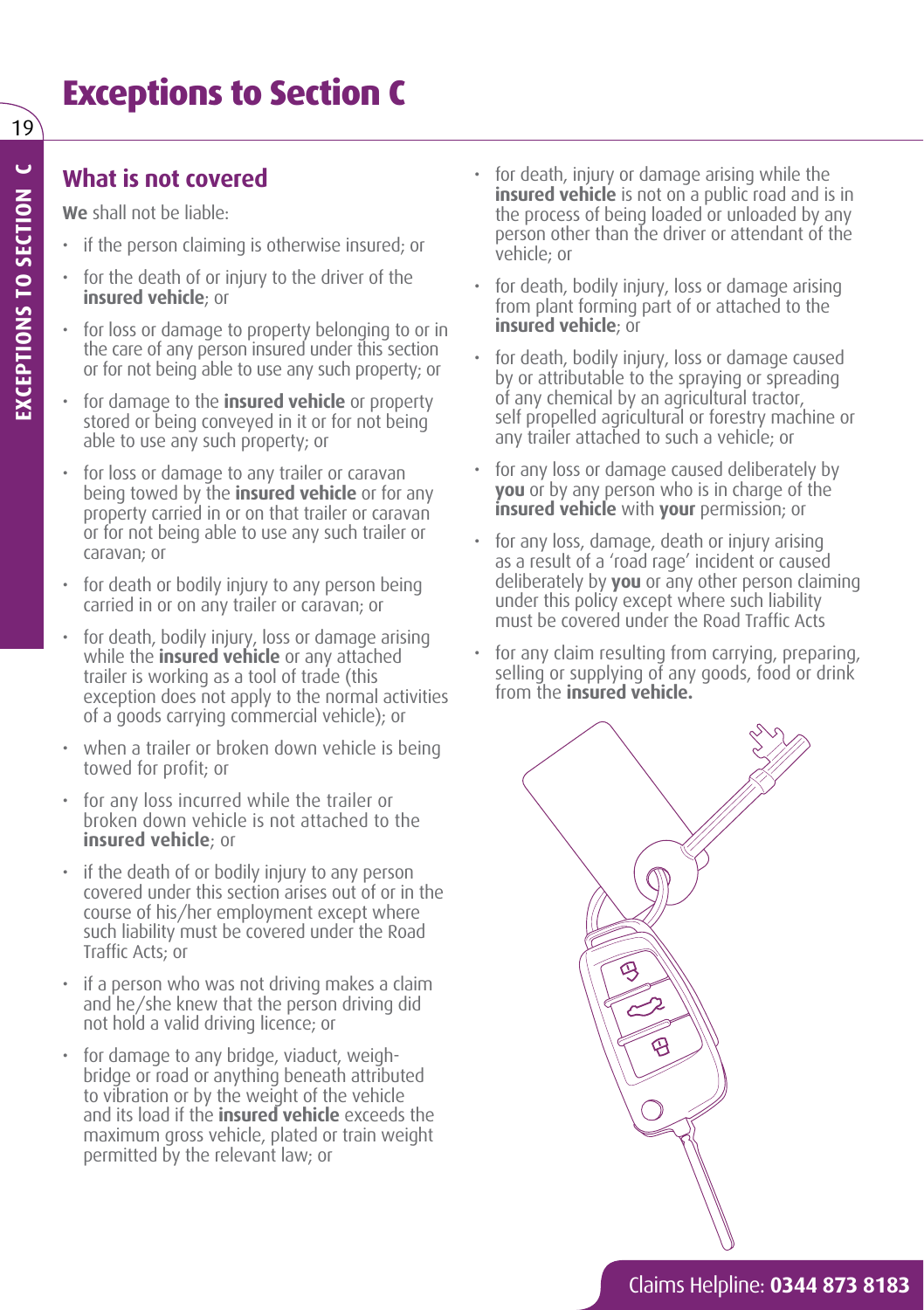# Exceptions to Section C

## What is not covered

**We** shall not be liable:

- if the person claiming is otherwise insured; or
- for the death of or injury to the driver of the **insured vehicle**; or
- for loss or damage to property belonging to or in the care of any person insured under this section or for not being able to use any such property; or
- for damage to the **insured vehicle** or property stored or being conveyed in it or for not being able to use any such property; or
- for loss or damage to any trailer or caravan being towed by the **insured vehicle** or for any property carried in or on that trailer or caravan or for not being able to use any such trailer or caravan; or
- for death or bodily injury to any person being carried in or on any trailer or caravan; or
- for death, bodily injury, loss or damage arising while the **insured vehicle** or any attached trailer is working as a tool of trade (this exception does not apply to the normal activities of a goods carrying commercial vehicle); or
- when a trailer or broken down vehicle is being towed for profit; or
- for any loss incurred while the trailer or broken down vehicle is not attached to the **insured vehicle**; or
- if the death of or bodily injury to any person covered under this section arises out of or in the course of his/her employment except where such liability must be covered under the Road Traffic Acts; or
- if a person who was not driving makes a claim and he/she knew that the person driving did not hold a valid driving licence; or
- for damage to any bridge, viaduct, weigh-bridge or road or anything beneath attributed to vibration or by the weight of the vehicle and its load if the **insured vehicle** exceeds the maximum gross vehicle, plated or train weight permitted by the relevant law; or
- for death, injury or damage arising while the **insured vehicle** is not on a public road and is in the process of being loaded or unloaded by any person other than the driver or attendant of the vehicle; or
- for death, bodily injury, loss or damage arising from plant forming part of or attached to the **insured vehicle**; or
- for death, bodily injury, loss or damage caused by or attributable to the spraying or spreading of any chemical by an agricultural tractor, self propelled agricultural or forestry machine or any trailer attached to such a vehicle; or
- for any loss or damage caused deliberately by **you** or by any person who is in charge of the **insured vehicle** with **your** permission; or
- for any loss, damage, death or injury arising as a result of a 'road rage' incident or caused deliberately by **you** or any other person claiming under this policy except where such liability must be covered under the Road Traffic Acts
- for any claim resulting from carrying, preparing, selling or supplying of any goods, food or drink from the **insured vehicle.**

Claims Helpline: **0344 873 8183**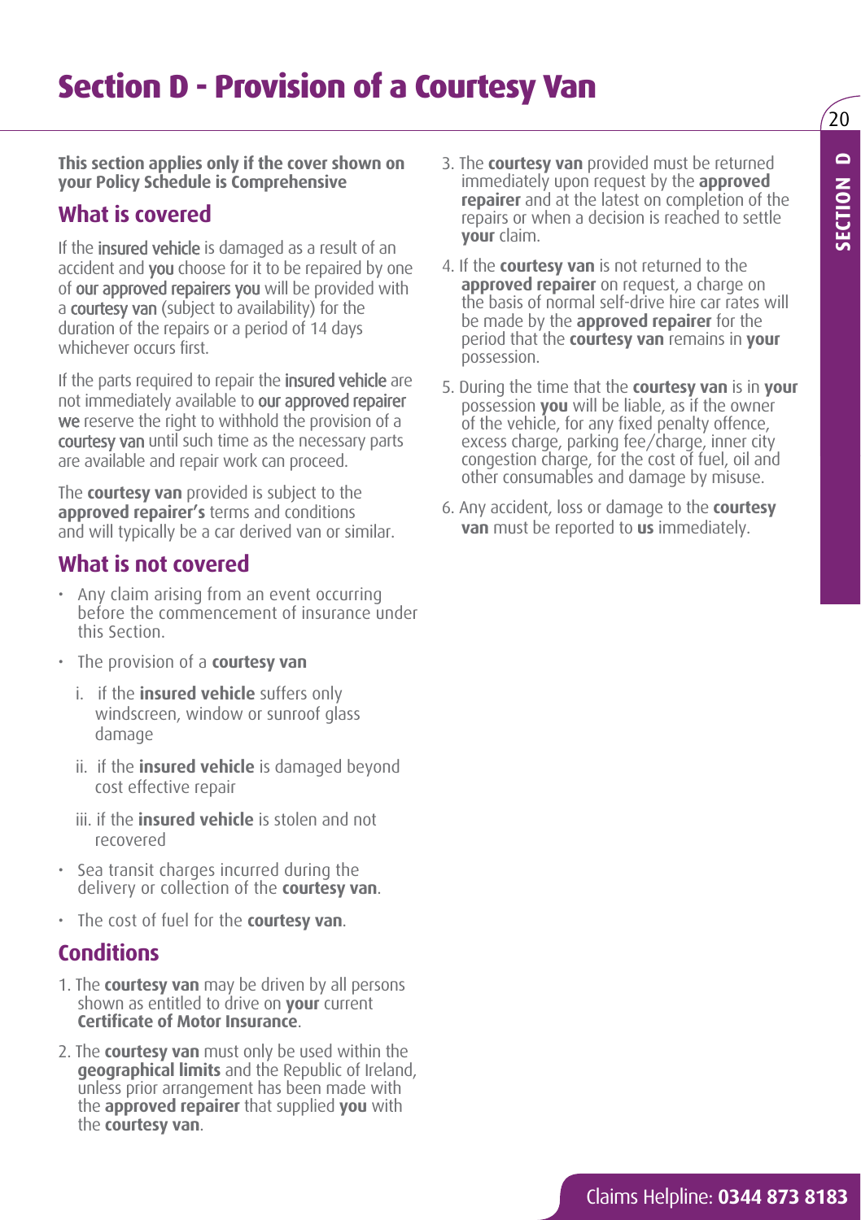# Section D - Provision of a Courtesy Van

**This section applies only if the cover shown on your Policy Schedule is Comprehensive**

## What is covered

If the **insured vehicle** is damaged as a result of an accident and **you** choose for it to be repaired by one of **our approved repairers you** will be provided with a **courtesy van** (subject to availability) for the duration of the repairs or a period of 14 days whichever occurs first.

If the parts required to repair the **insured vehicle** are not immediately available to **our approved repairer we** reserve the right to withhold the provision of a **courtesy van** until such time as the necessary parts are available and repair work can proceed.

The **courtesy van** provided is subject to the **approved repairer's** terms and conditions and will typically be a car derived van or similar.

## What is not covered

- Any claim arising from an event occurring before the commencement of insurance under this Section.
- The provision of a **courtesy van**
  - i. if the **insured vehicle** suffers only windscreen, window or sunroof glass damage
  - ii. if the **insured vehicle** is damaged beyond cost effective repair
  - iii. if the **insured vehicle** is stolen and not recovered
- Sea transit charges incurred during the delivery or collection of the **courtesy van**.
- The cost of fuel for the **courtesy van**.

## Conditions

1. The **courtesy van** may be driven by all persons shown as entitled to drive on **your** current **Certificate of Motor Insurance**.
2. The **courtesy van** must only be used within the **geographical limits** and the Republic of Ireland, unless prior arrangement has been made with the **approved repairer** that supplied **you** with the **courtesy van**.
3. The **courtesy van** provided must be returned immediately upon request by the **approved repairer** and at the latest on completion of the repairs or when a decision is reached to settle **your** claim.
4. If the **courtesy van** is not returned to the **approved repairer** on request, a charge on the basis of normal self-drive hire car rates will be made by the **approved repairer** for the period that the **courtesy van** remains in **your** possession.
5. During the time that the **courtesy van** is in **your** possession **you** will be liable, as if the owner of the vehicle, for any fixed penalty offence, excess charge, parking fee/charge, inner city congestion charge, for the cost of fuel, oil and other consumables and damage by misuse.
6. Any accident, loss or damage to the **courtesy van** must be reported to **us** immediately.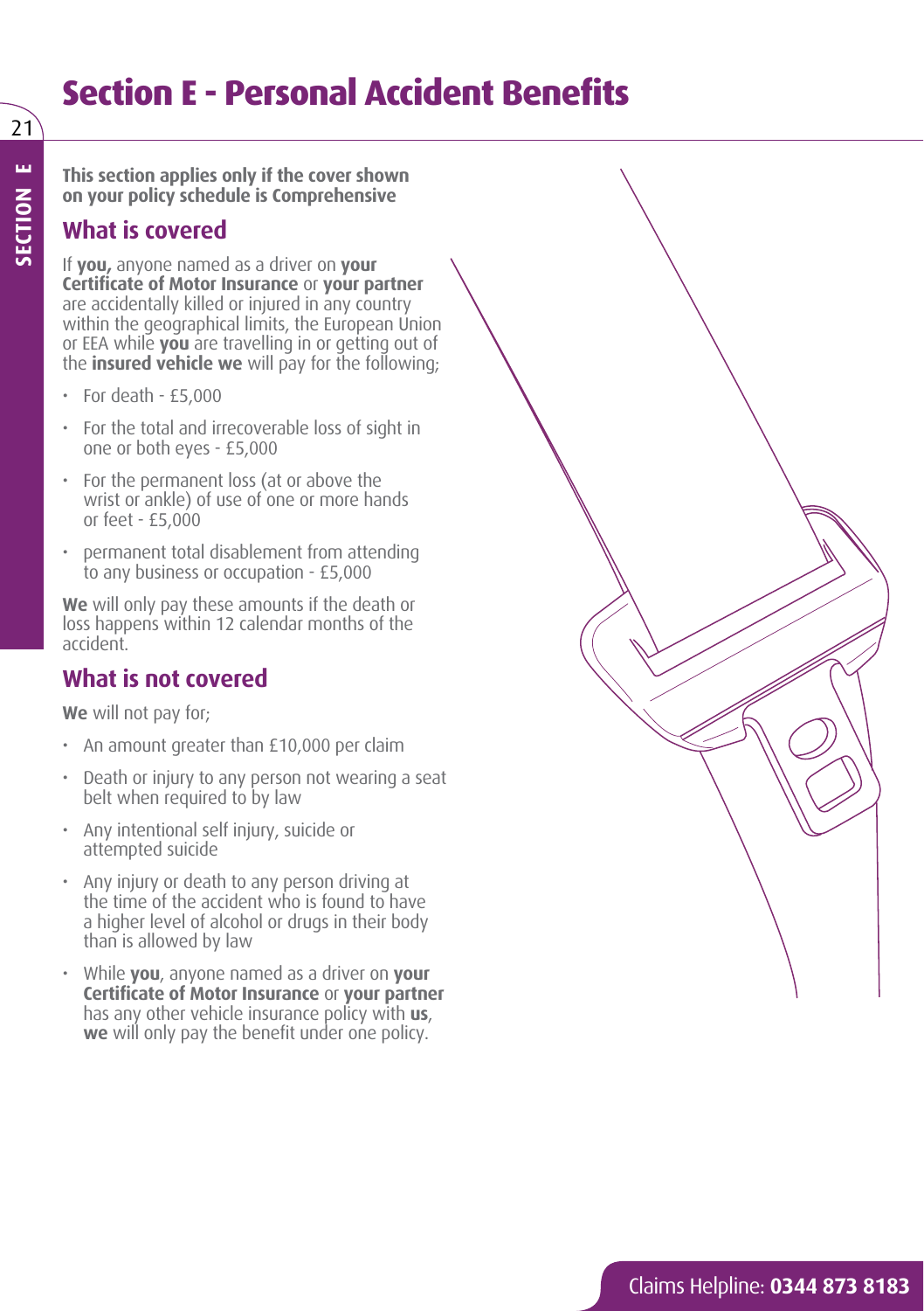# Section E - Personal Accident Benefits

**This section applies only if the cover shown on your policy schedule is Comprehensive**

## What is covered

If **you,** anyone named as a driver on **your Certificate of Motor Insurance** or **your partner** are accidentally killed or injured in any country within the geographical limits, the European Union or EEA while **you** are travelling in or getting out of the **insured vehicle we** will pay for the following;

- For death - £5,000
- For the total and irrecoverable loss of sight in one or both eyes - £5,000
- For the permanent loss (at or above the wrist or ankle) of use of one or more hands or feet - £5,000
- permanent total disablement from attending to any business or occupation - £5,000

**We** will only pay these amounts if the death or loss happens within 12 calendar months of the accident.

## What is not covered

**We** will not pay for;

- An amount greater than £10,000 per claim
- Death or injury to any person not wearing a seat belt when required to by law
- Any intentional self injury, suicide or attempted suicide
- Any injury or death to any person driving at the time of the accident who is found to have a higher level of alcohol or drugs in their body than is allowed by law
- While **you**, anyone named as a driver on **your Certificate of Motor Insurance** or **your partner** has any other vehicle insurance policy with **us**, **we** will only pay the benefit under one policy.

Claims Helpline: **0344 873 8183**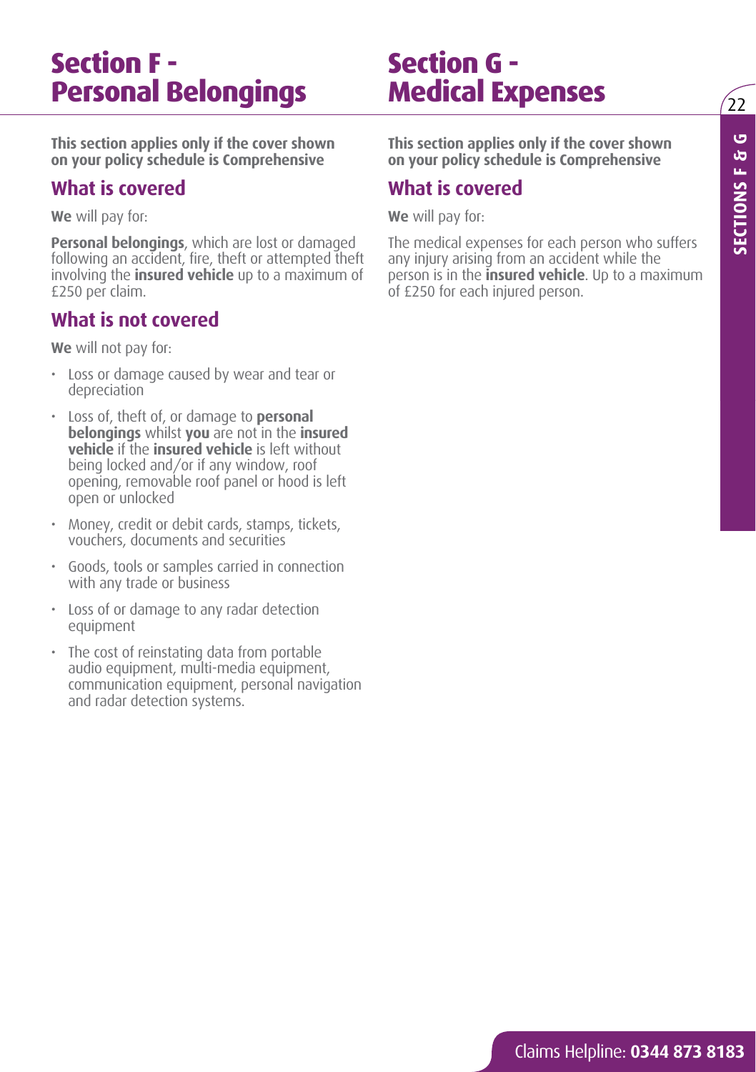# Section F - Personal Belongings

**This section applies only if the cover shown on your policy schedule is Comprehensive**

## What is covered

**We** will pay for:

**Personal belongings**, which are lost or damaged following an accident, fire, theft or attempted theft involving the **insured vehicle** up to a maximum of £250 per claim.

## What is not covered

**We** will not pay for:

- Loss or damage caused by wear and tear or depreciation
- Loss of, theft of, or damage to **personal belongings** whilst **you** are not in the **insured vehicle** if the **insured vehicle** is left without being locked and/or if any window, roof opening, removable roof panel or hood is left open or unlocked
- Money, credit or debit cards, stamps, tickets, vouchers, documents and securities
- Goods, tools or samples carried in connection with any trade or business
- Loss of or damage to any radar detection equipment
- The cost of reinstating data from portable audio equipment, multi-media equipment, communication equipment, personal navigation and radar detection systems.

# Section G - Medical Expenses

**This section applies only if the cover shown on your policy schedule is Comprehensive**

## What is covered

**We** will pay for:

The medical expenses for each person who suffers any injury arising from an accident while the person is in the **insured vehicle**. Up to a maximum of £250 for each injured person.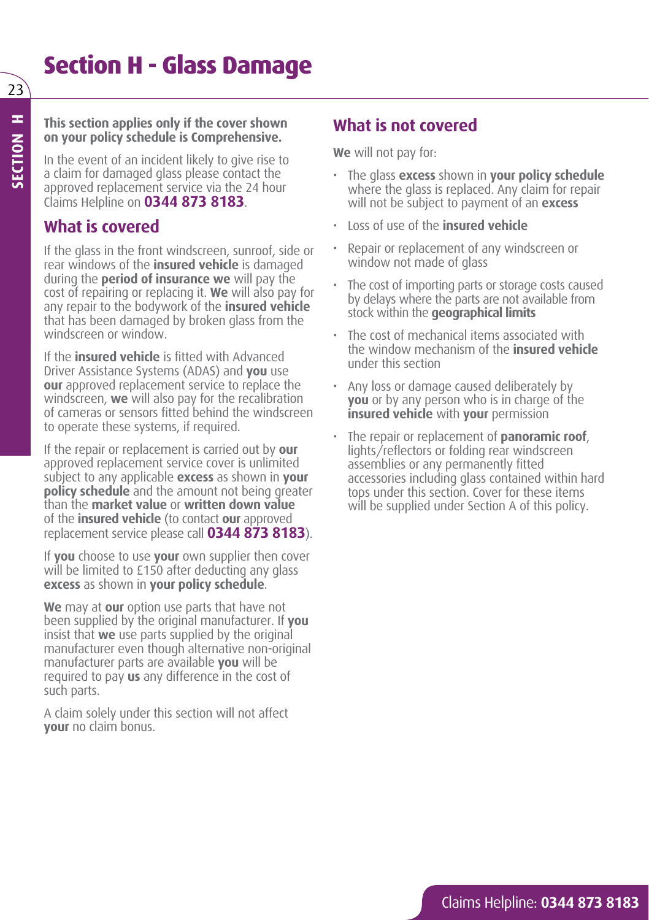# Section H - Glass Damage

**This section applies only if the cover shown on your policy schedule is Comprehensive.**

In the event of an incident likely to give rise to a claim for damaged glass please contact the approved replacement service via the 24 hour Claims Helpline on **0344 873 8183**.

## What is covered

If the glass in the front windscreen, sunroof, side or rear windows of the **insured vehicle** is damaged during the **period of insurance we** will pay the cost of repairing or replacing it. **We** will also pay for any repair to the bodywork of the **insured vehicle** that has been damaged by broken glass from the windscreen or window.

If the **insured vehicle** is fitted with Advanced Driver Assistance Systems (ADAS) and **you** use **our** approved replacement service to replace the windscreen, **we** will also pay for the recalibration of cameras or sensors fitted behind the windscreen to operate these systems, if required.

If the repair or replacement is carried out by **our** approved replacement service cover is unlimited subject to any applicable **excess** as shown in **your policy schedule** and the amount not being greater than the **market value** or **written down value** of the **insured vehicle** (to contact **our** approved replacement service please call **0344 873 8183**).

If **you** choose to use **your** own supplier then cover will be limited to £150 after deducting any glass **excess** as shown in **your policy schedule**.

**We** may at **our** option use parts that have not been supplied by the original manufacturer. If **you** insist that **we** use parts supplied by the original manufacturer even though alternative non-original manufacturer parts are available **you** will be required to pay **us** any difference in the cost of such parts.

A claim solely under this section will not affect **your** no claim bonus.

## What is not covered

**We** will not pay for:

- The glass **excess** shown in **your policy schedule** where the glass is replaced. Any claim for repair will not be subject to payment of an **excess**
- Loss of use of the **insured vehicle**
- Repair or replacement of any windscreen or window not made of glass
- The cost of importing parts or storage costs caused by delays where the parts are not available from stock within the **geographical limits**
- The cost of mechanical items associated with the window mechanism of the **insured vehicle** under this section
- Any loss or damage caused deliberately by **you** or by any person who is in charge of the **insured vehicle** with **your** permission
- The repair or replacement of **panoramic roof**, lights/reflectors or folding rear windscreen assemblies or any permanently fitted accessories including glass contained within hard tops under this section. Cover for these items will be supplied under Section A of this policy.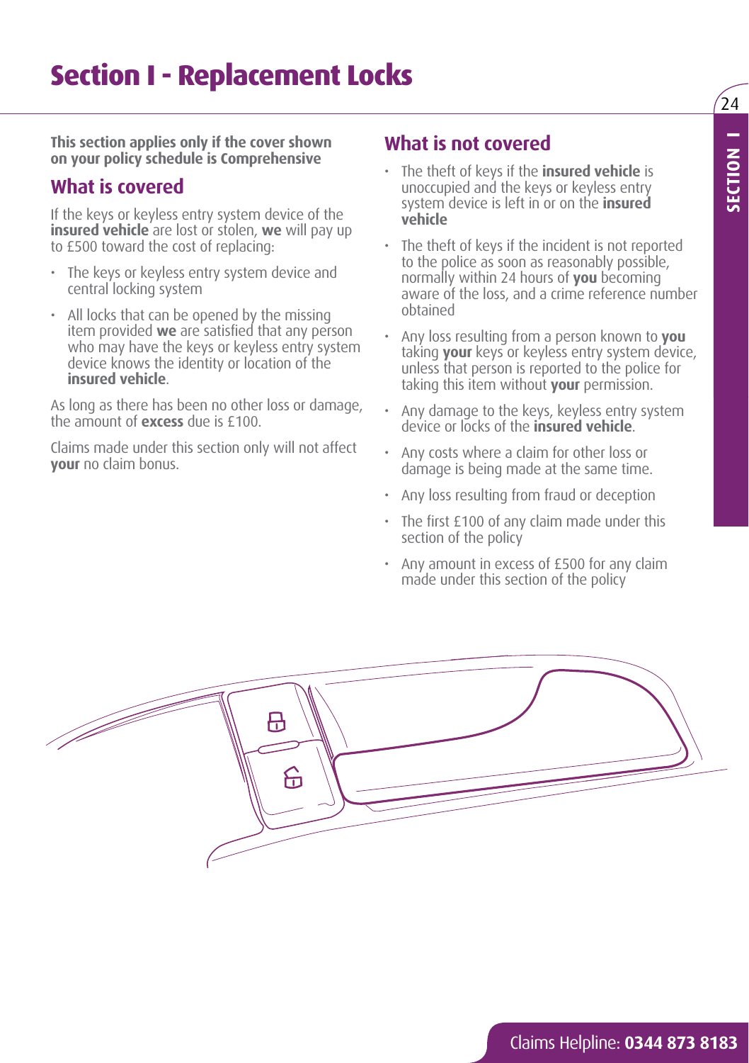# Section I - Replacement Locks

**This section applies only if the cover shown on your policy schedule is Comprehensive**

## What is covered

If the keys or keyless entry system device of the **insured vehicle** are lost or stolen, **we** will pay up to £500 toward the cost of replacing:

- The keys or keyless entry system device and central locking system
- All locks that can be opened by the missing item provided **we** are satisfied that any person who may have the keys or keyless entry system device knows the identity or location of the **insured vehicle**.

As long as there has been no other loss or damage, the amount of **excess** due is £100.

Claims made under this section only will not affect **your** no claim bonus.

## What is not covered

- The theft of keys if the **insured vehicle** is unoccupied and the keys or keyless entry system device is left in or on the **insured vehicle**
- The theft of keys if the incident is not reported to the police as soon as reasonably possible, normally within 24 hours of **you** becoming aware of the loss, and a crime reference number obtained
- Any loss resulting from a person known to **you** taking **your** keys or keyless entry system device, unless that person is reported to the police for taking this item without **your** permission.
- Any damage to the keys, keyless entry system device or locks of the **insured vehicle**.
- Any costs where a claim for other loss or damage is being made at the same time.
- Any loss resulting from fraud or deception
- The first £100 of any claim made under this section of the policy
- Any amount in excess of £500 for any claim made under this section of the policy

Claims Helpline: **0344 873 8183**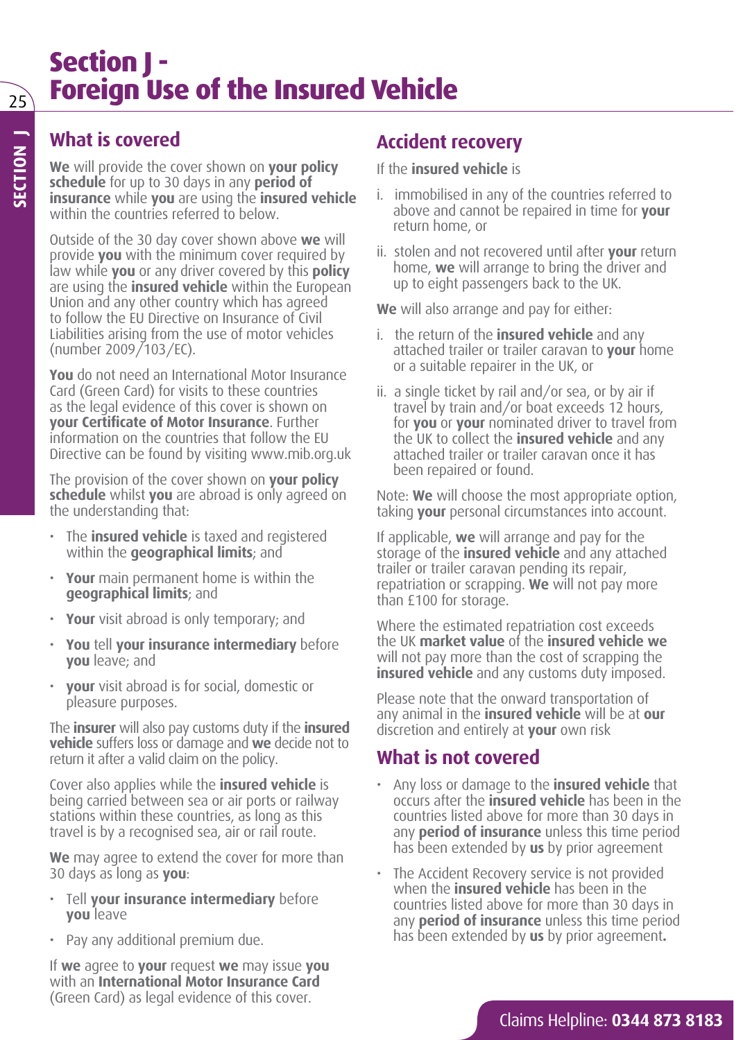# Section J - Foreign Use of the Insured Vehicle

## What is covered

**We** will provide the cover shown on **your policy schedule** for up to 30 days in any **period of insurance** while **you** are using the **insured vehicle** within the countries referred to below.

Outside of the 30 day cover shown above **we** will provide **you** with the minimum cover required by law while **you** or any driver covered by this **policy** are using the **insured vehicle** within the European Union and any other country which has agreed to follow the EU Directive on Insurance of Civil Liabilities arising from the use of motor vehicles (number 2009/103/EC).

**You** do not need an International Motor Insurance Card (Green Card) for visits to these countries as the legal evidence of this cover is shown on **your Certificate of Motor Insurance**. Further information on the countries that follow the EU Directive can be found by visiting www.mib.org.uk

The provision of the cover shown on **your policy schedule** whilst **you** are abroad is only agreed on the understanding that:

- The **insured vehicle** is taxed and registered within the **geographical limits**; and
- **Your** main permanent home is within the **geographical limits**; and
- **Your** visit abroad is only temporary; and
- **You** tell **your insurance intermediary** before **you** leave; and
- **your** visit abroad is for social, domestic or pleasure purposes.

The **insurer** will also pay customs duty if the **insured vehicle** suffers loss or damage and **we** decide not to return it after a valid claim on the policy.

Cover also applies while the **insured vehicle** is being carried between sea or air ports or railway stations within these countries, as long as this travel is by a recognised sea, air or rail route.

**We** may agree to extend the cover for more than 30 days as long as **you**:

- Tell **your insurance intermediary** before **you** leave
- Pay any additional premium due.

If **we** agree to **your** request **we** may issue **you** with an **International Motor Insurance Card** (Green Card) as legal evidence of this cover.

## Accident recovery

If the **insured vehicle** is

i. immobilised in any of the countries referred to above and cannot be repaired in time for **your** return home, or

ii. stolen and not recovered until after **your** return home, **we** will arrange to bring the driver and up to eight passengers back to the UK.

**We** will also arrange and pay for either:

i. the return of the **insured vehicle** and any attached trailer or trailer caravan to **your** home or a suitable repairer in the UK, or

ii. a single ticket by rail and/or sea, or by air if travel by train and/or boat exceeds 12 hours, for **you** or **your** nominated driver to travel from the UK to collect the **insured vehicle** and any attached trailer or trailer caravan once it has been repaired or found.

Note: **We** will choose the most appropriate option, taking **your** personal circumstances into account.

If applicable, **we** will arrange and pay for the storage of the **insured vehicle** and any attached trailer or trailer caravan pending its repair, repatriation or scrapping. **We** will not pay more than £100 for storage.

Where the estimated repatriation cost exceeds the UK **market value** of the **insured vehicle we** will not pay more than the cost of scrapping the **insured vehicle** and any customs duty imposed.

Please note that the onward transportation of any animal in the **insured vehicle** will be at **our** discretion and entirely at **your** own risk

## What is not covered

- Any loss or damage to the **insured vehicle** that occurs after the **insured vehicle** has been in the countries listed above for more than 30 days in any **period of insurance** unless this time period has been extended by **us** by prior agreement
- The Accident Recovery service is not provided when the **insured vehicle** has been in the countries listed above for more than 30 days in any **period of insurance** unless this time period has been extended by **us** by prior agreement**.**

Claims Helpline: **0344 873 8183**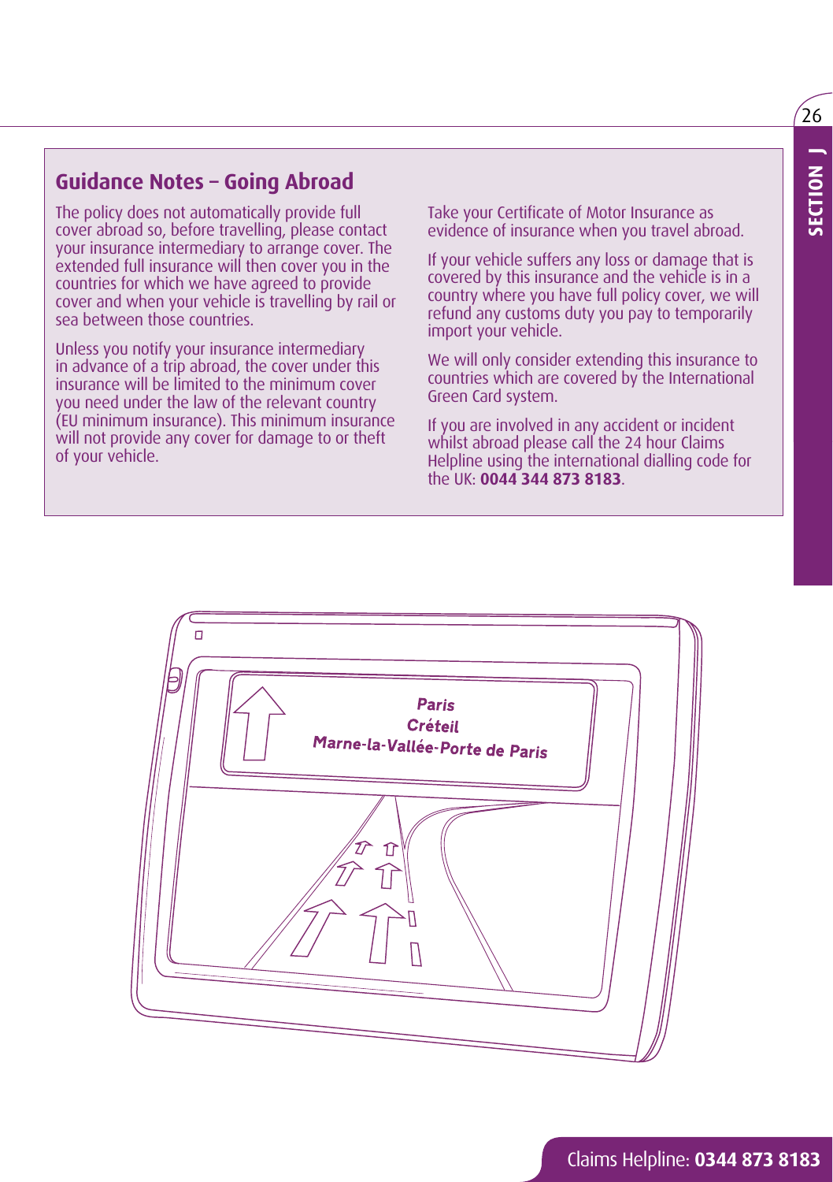## Guidance Notes – Going Abroad

The policy does not automatically provide full cover abroad so, before travelling, please contact your insurance intermediary to arrange cover. The extended full insurance will then cover you in the countries for which we have agreed to provide cover and when your vehicle is travelling by rail or sea between those countries.

Unless you notify your insurance intermediary in advance of a trip abroad, the cover under this insurance will be limited to the minimum cover you need under the law of the relevant country (EU minimum insurance). This minimum insurance will not provide any cover for damage to or theft of your vehicle.

Take your Certificate of Motor Insurance as evidence of insurance when you travel abroad.

If your vehicle suffers any loss or damage that is covered by this insurance and the vehicle is in a country where you have full policy cover, we will refund any customs duty you pay to temporarily import your vehicle.

We will only consider extending this insurance to countries which are covered by the International Green Card system.

If you are involved in any accident or incident whilst abroad please call the 24 hour Claims Helpline using the international dialling code for the UK: **0044 344 873 8183**.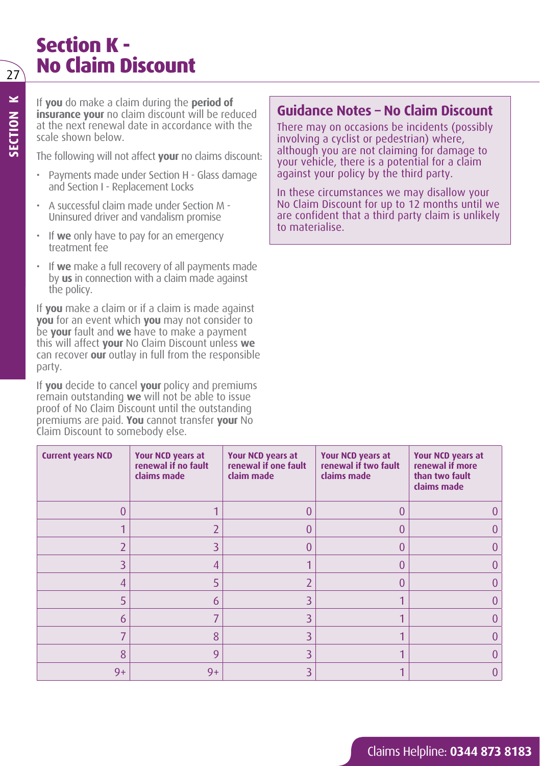# Section K - No Claim Discount

If **you** do make a claim during the **period of insurance your** no claim discount will be reduced at the next renewal date in accordance with the scale shown below.

The following will not affect **your** no claims discount:

- Payments made under Section H - Glass damage and Section I - Replacement Locks
- A successful claim made under Section M - Uninsured driver and vandalism promise
- If **we** only have to pay for an emergency treatment fee
- If **we** make a full recovery of all payments made by **us** in connection with a claim made against the policy.

If **you** make a claim or if a claim is made against **you** for an event which **you** may not consider to be **your** fault and **we** have to make a payment this will affect **your** No Claim Discount unless **we** can recover **our** outlay in full from the responsible party.

If **you** decide to cancel **your** policy and premiums remain outstanding **we** will not be able to issue proof of No Claim Discount until the outstanding premiums are paid. **You** cannot transfer **your** No Claim Discount to somebody else.

## Guidance Notes – No Claim Discount

There may on occasions be incidents (possibly involving a cyclist or pedestrian) where, although you are not claiming for damage to your vehicle, there is a potential for a claim against your policy by the third party.

In these circumstances we may disallow your No Claim Discount for up to 12 months until we are confident that a third party claim is unlikely to materialise.

| Current years NCD | Your NCD years at renewal if no fault claims made | Your NCD years at renewal if one fault claim made | Your NCD years at renewal if two fault claims made | Your NCD years at renewal if more than two fault claims made |
|---|---|---|---|---|
| 0 | 1 | 0 | 0 | 0 |
| 1 | 2 | 0 | 0 | 0 |
| 2 | 3 | 0 | 0 | 0 |
| 3 | 4 | 1 | 0 | 0 |
| 4 | 5 | 2 | 0 | 0 |
| 5 | 6 | 3 | 1 | 0 |
| 6 | 7 | 3 | 1 | 0 |
| 7 | 8 | 3 | 1 | 0 |
| 8 | 9 | 3 | 1 | 0 |
| 9+ | 9+ | 3 | 1 | 0 |

Claims Helpline: **0344 873 8183**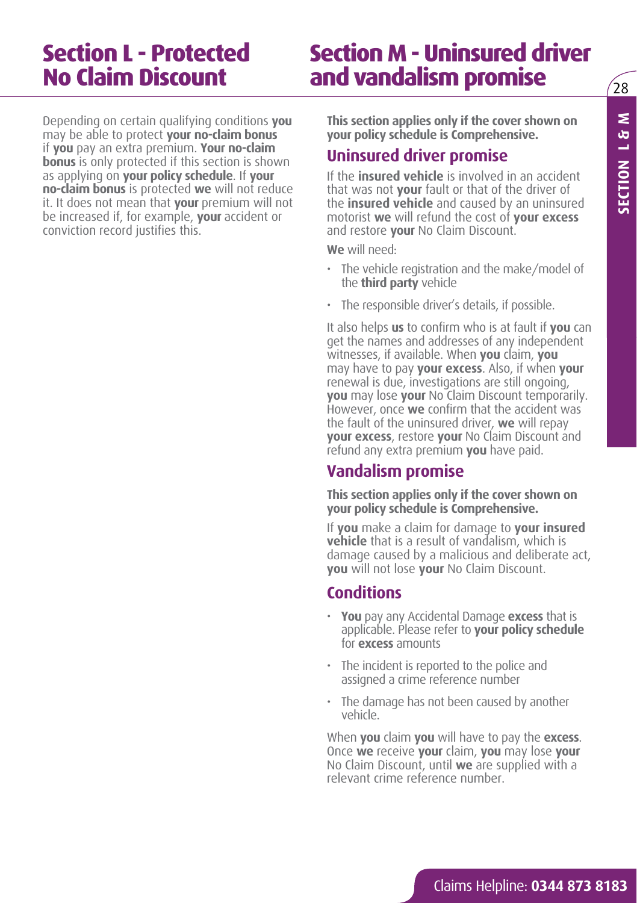# Section L - Protected No Claim Discount

Depending on certain qualifying conditions **you** may be able to protect **your no-claim bonus** if **you** pay an extra premium. **Your no-claim bonus** is only protected if this section is shown as applying on **your policy schedule**. If **your no-claim bonus** is protected **we** will not reduce it. It does not mean that **your** premium will not be increased if, for example, **your** accident or conviction record justifies this.

# Section M - Uninsured driver and vandalism promise

**This section applies only if the cover shown on your policy schedule is Comprehensive.**

## Uninsured driver promise

If the **insured vehicle** is involved in an accident that was not **your** fault or that of the driver of the **insured vehicle** and caused by an uninsured motorist **we** will refund the cost of **your excess** and restore **your** No Claim Discount.

**We** will need:

- The vehicle registration and the make/model of the **third party** vehicle
- The responsible driver's details, if possible.

It also helps **us** to confirm who is at fault if **you** can get the names and addresses of any independent witnesses, if available. When **you** claim, **you** may have to pay **your excess**. Also, if when **your** renewal is due, investigations are still ongoing, **you** may lose **your** No Claim Discount temporarily. However, once **we** confirm that the accident was the fault of the uninsured driver, **we** will repay **your excess**, restore **your** No Claim Discount and refund any extra premium **you** have paid.

## Vandalism promise

**This section applies only if the cover shown on your policy schedule is Comprehensive.**

If **you** make a claim for damage to **your insured vehicle** that is a result of vandalism, which is damage caused by a malicious and deliberate act, **you** will not lose **your** No Claim Discount.

## Conditions

- **You** pay any Accidental Damage **excess** that is applicable. Please refer to **your policy schedule** for **excess** amounts
- The incident is reported to the police and assigned a crime reference number
- The damage has not been caused by another vehicle.

When **you** claim **you** will have to pay the **excess**. Once **we** receive **your** claim, **you** may lose **your** No Claim Discount, until **we** are supplied with a relevant crime reference number.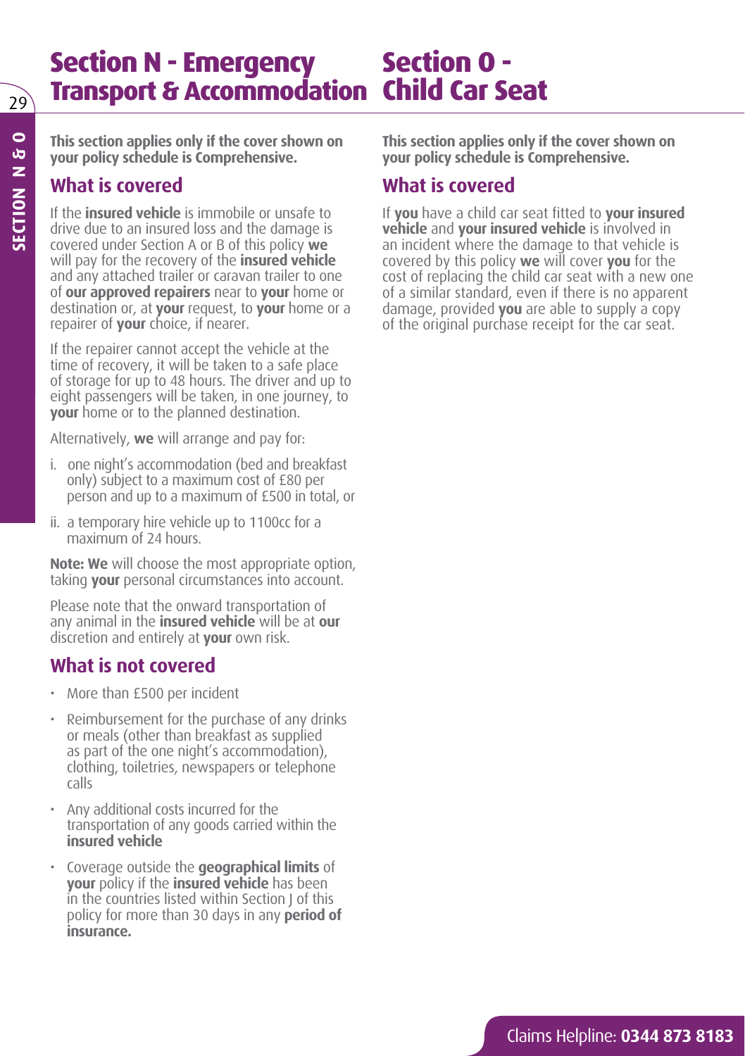# Section N - Emergency Transport & Accommodation

**This section applies only if the cover shown on your policy schedule is Comprehensive.**

## What is covered

If the **insured vehicle** is immobile or unsafe to drive due to an insured loss and the damage is covered under Section A or B of this policy **we** will pay for the recovery of the **insured vehicle** and any attached trailer or caravan trailer to one of **our approved repairers** near to **your** home or destination or, at **your** request, to **your** home or a repairer of **your** choice, if nearer.

If the repairer cannot accept the vehicle at the time of recovery, it will be taken to a safe place of storage for up to 48 hours. The driver and up to eight passengers will be taken, in one journey, to **your** home or to the planned destination.

Alternatively, **we** will arrange and pay for:

i. one night's accommodation (bed and breakfast only) subject to a maximum cost of £80 per person and up to a maximum of £500 in total, or

ii. a temporary hire vehicle up to 1100cc for a maximum of 24 hours.

**Note: We** will choose the most appropriate option, taking **your** personal circumstances into account.

Please note that the onward transportation of any animal in the **insured vehicle** will be at **our** discretion and entirely at **your** own risk.

## What is not covered

- More than £500 per incident
- Reimbursement for the purchase of any drinks or meals (other than breakfast as supplied as part of the one night's accommodation), clothing, toiletries, newspapers or telephone calls
- Any additional costs incurred for the transportation of any goods carried within the **insured vehicle**
- Coverage outside the **geographical limits** of **your** policy if the **insured vehicle** has been in the countries listed within Section J of this policy for more than 30 days in any **period of insurance.**

# Section O - Child Car Seat

**This section applies only if the cover shown on your policy schedule is Comprehensive.**

## What is covered

If **you** have a child car seat fitted to **your insured vehicle** and **your insured vehicle** is involved in an incident where the damage to that vehicle is covered by this policy **we** will cover **you** for the cost of replacing the child car seat with a new one of a similar standard, even if there is no apparent damage, provided **you** are able to supply a copy of the original purchase receipt for the car seat.

Claims Helpline: **0344 873 8183**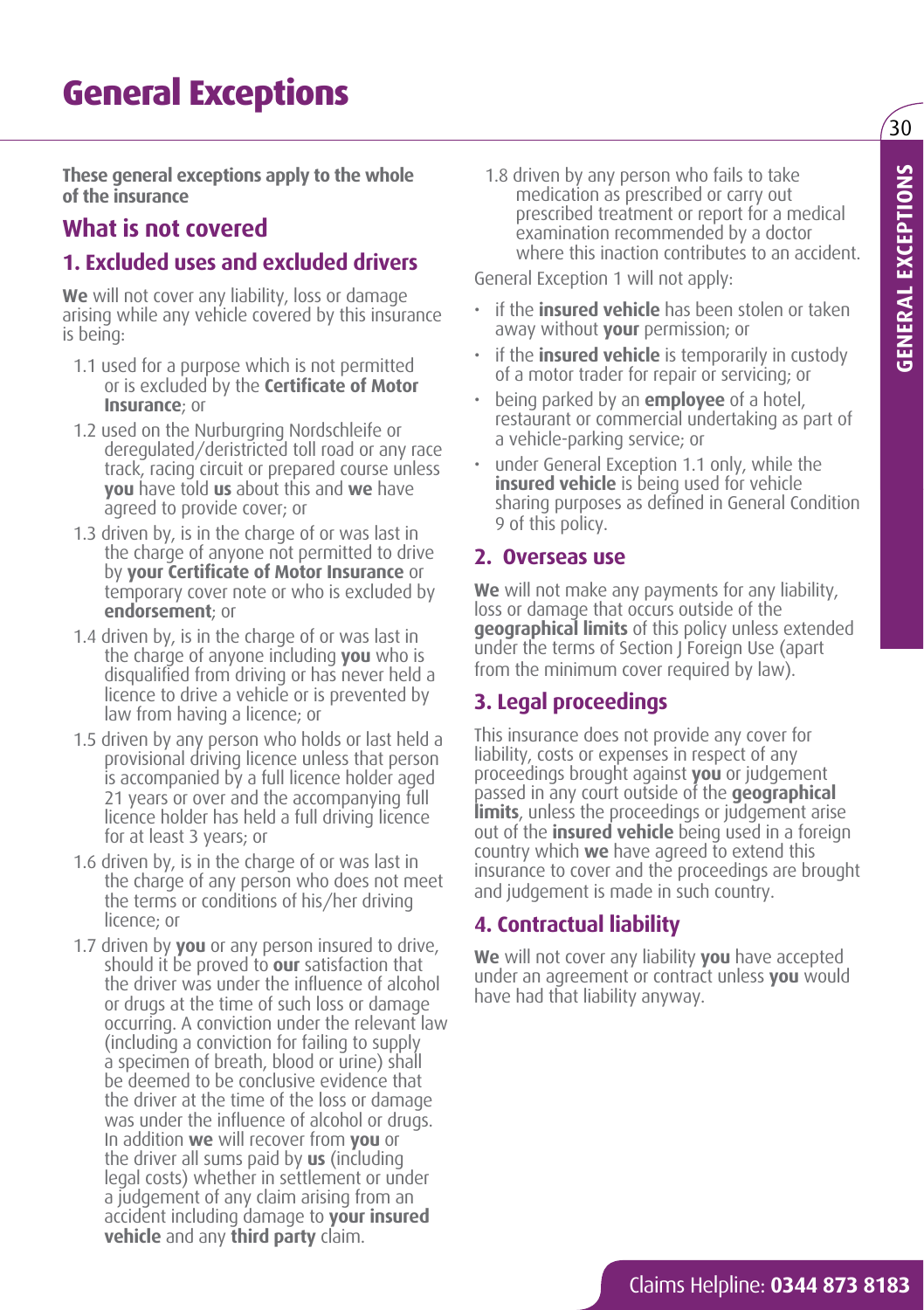# General Exceptions

**These general exceptions apply to the whole of the insurance**

## What is not covered

### 1. Excluded uses and excluded drivers

**We** will not cover any liability, loss or damage arising while any vehicle covered by this insurance is being:

1.1 used for a purpose which is not permitted or is excluded by the **Certificate of Motor Insurance**; or

1.2 used on the Nurburgring Nordschleife or deregulated/deristricted toll road or any race track, racing circuit or prepared course unless **you** have told **us** about this and **we** have agreed to provide cover; or

1.3 driven by, is in the charge of or was last in the charge of anyone not permitted to drive by **your Certificate of Motor Insurance** or temporary cover note or who is excluded by **endorsement**; or

1.4 driven by, is in the charge of or was last in the charge of anyone including **you** who is disqualified from driving or has never held a licence to drive a vehicle or is prevented by law from having a licence; or

1.5 driven by any person who holds or last held a provisional driving licence unless that person is accompanied by a full licence holder aged 21 years or over and the accompanying full licence holder has held a full driving licence for at least 3 years; or

1.6 driven by, is in the charge of or was last in the charge of any person who does not meet the terms or conditions of his/her driving licence; or

1.7 driven by **you** or any person insured to drive, should it be proved to **our** satisfaction that the driver was under the influence of alcohol or drugs at the time of such loss or damage occurring. A conviction under the relevant law (including a conviction for failing to supply a specimen of breath, blood or urine) shall be deemed to be conclusive evidence that the driver at the time of the loss or damage was under the influence of alcohol or drugs. In addition **we** will recover from **you** or the driver all sums paid by **us** (including legal costs) whether in settlement or under a judgement of any claim arising from an accident including damage to **your insured vehicle** and any **third party** claim.

1.8 driven by any person who fails to take medication as prescribed or carry out prescribed treatment or report for a medical examination recommended by a doctor where this inaction contributes to an accident.

General Exception 1 will not apply:

- if the **insured vehicle** has been stolen or taken away without **your** permission; or
- if the **insured vehicle** is temporarily in custody of a motor trader for repair or servicing; or
- being parked by an **employee** of a hotel, restaurant or commercial undertaking as part of a vehicle-parking service; or
- under General Exception 1.1 only, while the **insured vehicle** is being used for vehicle sharing purposes as defined in General Condition 9 of this policy.

### 2. Overseas use

**We** will not make any payments for any liability, loss or damage that occurs outside of the **geographical limits** of this policy unless extended under the terms of Section J Foreign Use (apart from the minimum cover required by law).

### 3. Legal proceedings

This insurance does not provide any cover for liability, costs or expenses in respect of any proceedings brought against **you** or judgement passed in any court outside of the **geographical limits**, unless the proceedings or judgement arise out of the **insured vehicle** being used in a foreign country which **we** have agreed to extend this insurance to cover and the proceedings are brought and judgement is made in such country.

### 4. Contractual liability

**We** will not cover any liability **you** have accepted under an agreement or contract unless **you** would have had that liability anyway.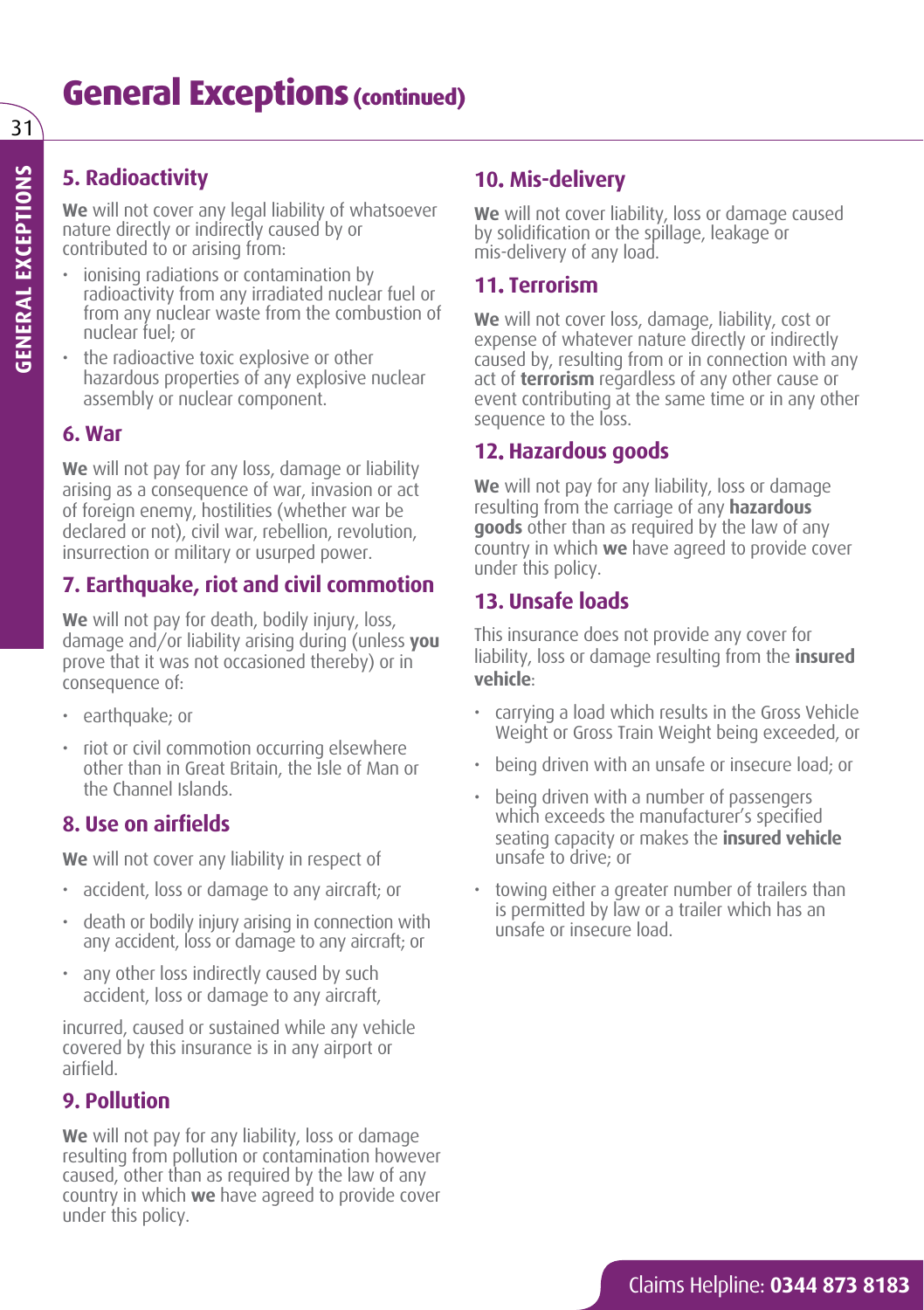# General Exceptions (continued)

## 5. Radioactivity

**We** will not cover any legal liability of whatsoever nature directly or indirectly caused by or contributed to or arising from:

- ionising radiations or contamination by radioactivity from any irradiated nuclear fuel or from any nuclear waste from the combustion of nuclear fuel; or
- the radioactive toxic explosive or other hazardous properties of any explosive nuclear assembly or nuclear component.

## 6. War

**We** will not pay for any loss, damage or liability arising as a consequence of war, invasion or act of foreign enemy, hostilities (whether war be declared or not), civil war, rebellion, revolution, insurrection or military or usurped power.

## 7. Earthquake, riot and civil commotion

**We** will not pay for death, bodily injury, loss, damage and/or liability arising during (unless **you** prove that it was not occasioned thereby) or in consequence of:

- earthquake; or
- riot or civil commotion occurring elsewhere other than in Great Britain, the Isle of Man or the Channel Islands.

## 8. Use on airfields

**We** will not cover any liability in respect of

- accident, loss or damage to any aircraft; or
- death or bodily injury arising in connection with any accident, loss or damage to any aircraft; or
- any other loss indirectly caused by such accident, loss or damage to any aircraft,

incurred, caused or sustained while any vehicle covered by this insurance is in any airport or airfield.

## 9. Pollution

**We** will not pay for any liability, loss or damage resulting from pollution or contamination however caused, other than as required by the law of any country in which **we** have agreed to provide cover under this policy.

## 10. Mis-delivery

**We** will not cover liability, loss or damage caused by solidification or the spillage, leakage or mis-delivery of any load.

## 11. Terrorism

**We** will not cover loss, damage, liability, cost or expense of whatever nature directly or indirectly caused by, resulting from or in connection with any act of **terrorism** regardless of any other cause or event contributing at the same time or in any other sequence to the loss.

## 12. Hazardous goods

**We** will not pay for any liability, loss or damage resulting from the carriage of any **hazardous goods** other than as required by the law of any country in which **we** have agreed to provide cover under this policy.

## 13. Unsafe loads

This insurance does not provide any cover for liability, loss or damage resulting from the **insured vehicle**:

- carrying a load which results in the Gross Vehicle Weight or Gross Train Weight being exceeded, or
- being driven with an unsafe or insecure load; or
- being driven with a number of passengers which exceeds the manufacturer's specified seating capacity or makes the **insured vehicle** unsafe to drive; or
- towing either a greater number of trailers than is permitted by law or a trailer which has an unsafe or insecure load.

Claims Helpline: **0344 873 8183**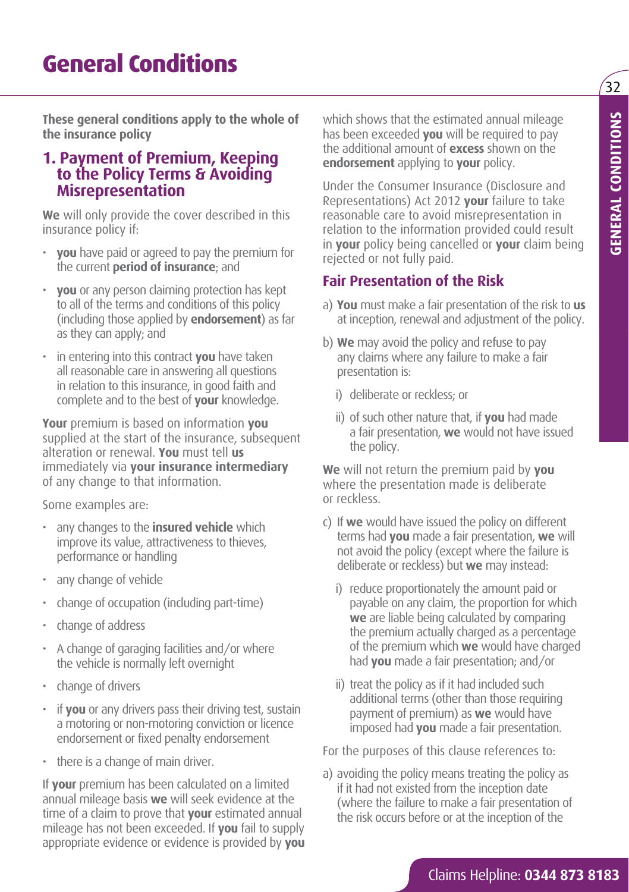# General Conditions

**These general conditions apply to the whole of the insurance policy**

## 1. Payment of Premium, Keeping to the Policy Terms & Avoiding Misrepresentation

**We** will only provide the cover described in this insurance policy if:

- **you** have paid or agreed to pay the premium for the current **period of insurance**; and
- **you** or any person claiming protection has kept to all of the terms and conditions of this policy (including those applied by **endorsement**) as far as they can apply; and
- in entering into this contract **you** have taken all reasonable care in answering all questions in relation to this insurance, in good faith and complete and to the best of **your** knowledge.

**Your** premium is based on information **you** supplied at the start of the insurance, subsequent alteration or renewal. **You** must tell **us** immediately via **your insurance intermediary** of any change to that information.

Some examples are:

- any changes to the **insured vehicle** which improve its value, attractiveness to thieves, performance or handling
- any change of vehicle
- change of occupation (including part-time)
- change of address
- A change of garaging facilities and/or where the vehicle is normally left overnight
- change of drivers
- if **you** or any drivers pass their driving test, sustain a motoring or non-motoring conviction or licence endorsement or fixed penalty endorsement
- there is a change of main driver.

If **your** premium has been calculated on a limited annual mileage basis **we** will seek evidence at the time of a claim to prove that **your** estimated annual mileage has not been exceeded. If **you** fail to supply appropriate evidence or evidence is provided by **you** which shows that the estimated annual mileage has been exceeded **you** will be required to pay the additional amount of **excess** shown on the **endorsement** applying to **your** policy.

Under the Consumer Insurance (Disclosure and Representations) Act 2012 **your** failure to take reasonable care to avoid misrepresentation in relation to the information provided could result in **your** policy being cancelled or **your** claim being rejected or not fully paid.

### Fair Presentation of the Risk

a) **You** must make a fair presentation of the risk to **us** at inception, renewal and adjustment of the policy.

b) **We** may avoid the policy and refuse to pay any claims where any failure to make a fair presentation is:

   i) deliberate or reckless; or

   ii) of such other nature that, if **you** had made a fair presentation, **we** would not have issued the policy.

**We** will not return the premium paid by **you** where the presentation made is deliberate or reckless.

c) If **we** would have issued the policy on different terms had **you** made a fair presentation, **we** will not avoid the policy (except where the failure is deliberate or reckless) but **we** may instead:

   i) reduce proportionately the amount paid or payable on any claim, the proportion for which **we** are liable being calculated by comparing the premium actually charged as a percentage of the premium which **we** would have charged had **you** made a fair presentation; and/or

   ii) treat the policy as if it had included such additional terms (other than those requiring payment of premium) as **we** would have imposed had **you** made a fair presentation.

For the purposes of this clause references to:

a) avoiding the policy means treating the policy as if it had not existed from the inception date (where the failure to make a fair presentation of the risk occurs before or at the inception of the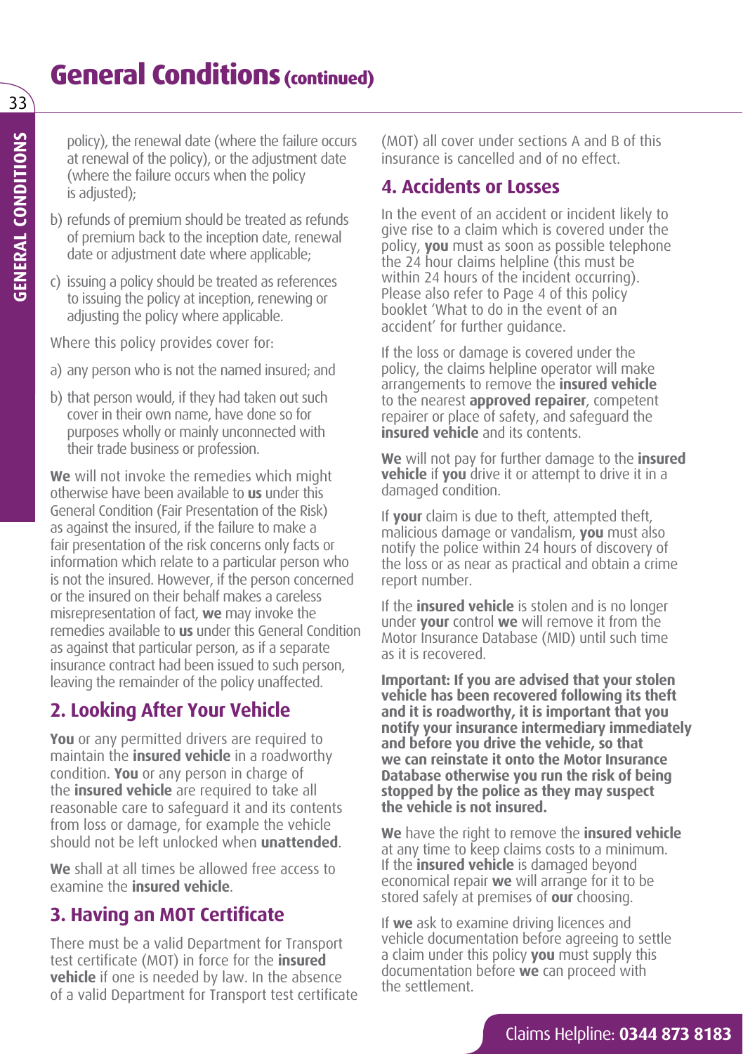policy), the renewal date (where the failure occurs at renewal of the policy), or the adjustment date (where the failure occurs when the policy is adjusted);

b) refunds of premium should be treated as refunds of premium back to the inception date, renewal date or adjustment date where applicable;

c) issuing a policy should be treated as references to issuing the policy at inception, renewing or adjusting the policy where applicable.

Where this policy provides cover for:

a) any person who is not the named insured; and

b) that person would, if they had taken out such cover in their own name, have done so for purposes wholly or mainly unconnected with their trade business or profession.

**We** will not invoke the remedies which might otherwise have been available to **us** under this General Condition (Fair Presentation of the Risk) as against the insured, if the failure to make a fair presentation of the risk concerns only facts or information which relate to a particular person who is not the insured. However, if the person concerned or the insured on their behalf makes a careless misrepresentation of fact, **we** may invoke the remedies available to **us** under this General Condition as against that particular person, as if a separate insurance contract had been issued to such person, leaving the remainder of the policy unaffected.

## 2. Looking After Your Vehicle

**You** or any permitted drivers are required to maintain the **insured vehicle** in a roadworthy condition. **You** or any person in charge of the **insured vehicle** are required to take all reasonable care to safeguard it and its contents from loss or damage, for example the vehicle should not be left unlocked when **unattended**.

**We** shall at all times be allowed free access to examine the **insured vehicle**.

## 3. Having an MOT Certificate

There must be a valid Department for Transport test certificate (MOT) in force for the **insured vehicle** if one is needed by law. In the absence of a valid Department for Transport test certificate (MOT) all cover under sections A and B of this insurance is cancelled and of no effect.

## 4. Accidents or Losses

In the event of an accident or incident likely to give rise to a claim which is covered under the policy, **you** must as soon as possible telephone the 24 hour claims helpline (this must be within 24 hours of the incident occurring). Please also refer to Page 4 of this policy booklet 'What to do in the event of an accident' for further guidance.

If the loss or damage is covered under the policy, the claims helpline operator will make arrangements to remove the **insured vehicle** to the nearest **approved repairer**, competent repairer or place of safety, and safeguard the **insured vehicle** and its contents.

**We** will not pay for further damage to the **insured vehicle** if **you** drive it or attempt to drive it in a damaged condition.

If **your** claim is due to theft, attempted theft, malicious damage or vandalism, **you** must also notify the police within 24 hours of discovery of the loss or as near as practical and obtain a crime report number.

If the **insured vehicle** is stolen and is no longer under **your** control **we** will remove it from the Motor Insurance Database (MID) until such time as it is recovered.

**Important: If you are advised that your stolen vehicle has been recovered following its theft and it is roadworthy, it is important that you notify your insurance intermediary immediately and before you drive the vehicle, so that we can reinstate it onto the Motor Insurance Database otherwise you run the risk of being stopped by the police as they may suspect the vehicle is not insured.**

**We** have the right to remove the **insured vehicle** at any time to keep claims costs to a minimum. If the **insured vehicle** is damaged beyond economical repair **we** will arrange for it to be stored safely at premises of **our** choosing.

If **we** ask to examine driving licences and vehicle documentation before agreeing to settle a claim under this policy **you** must supply this documentation before **we** can proceed with the settlement.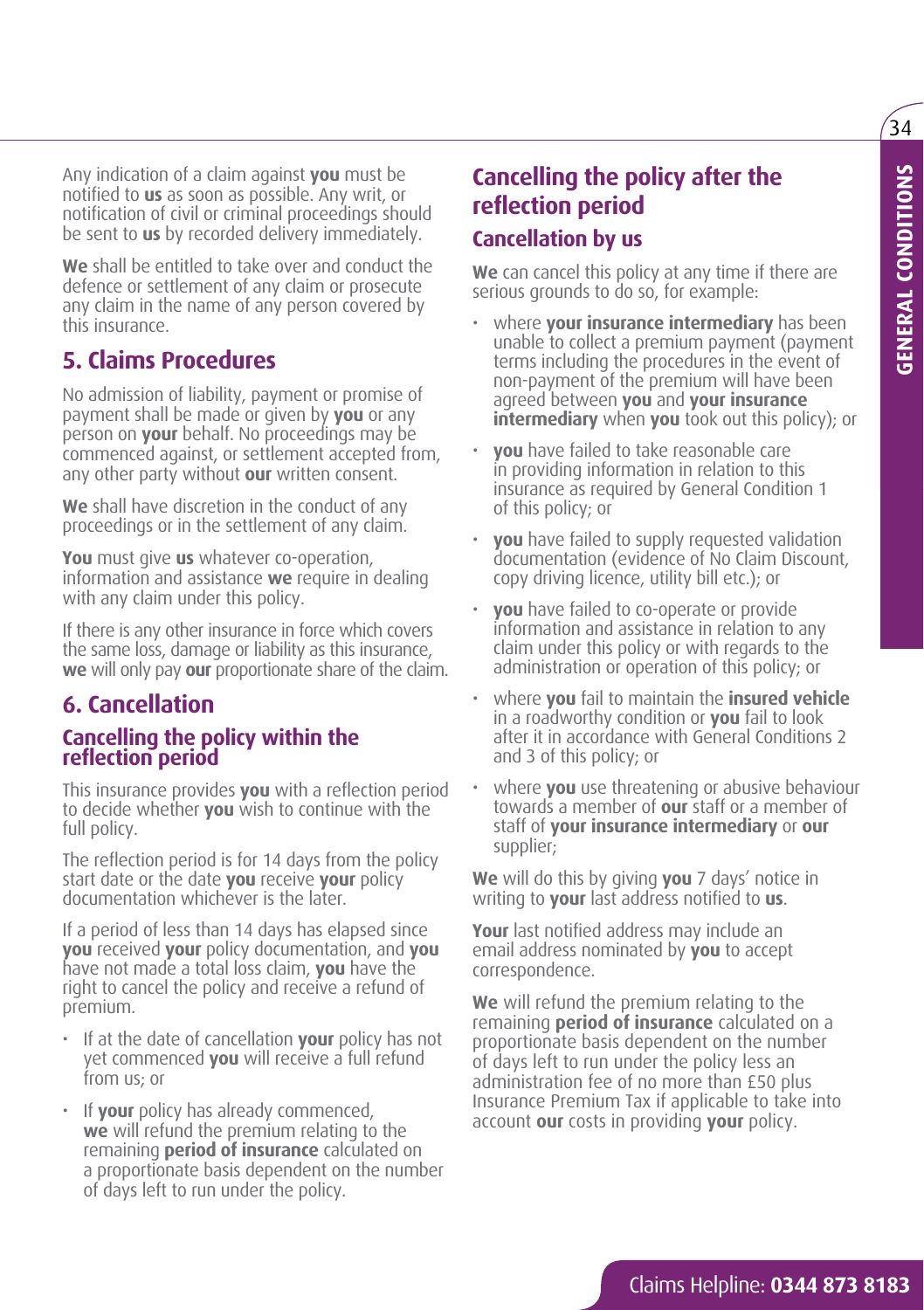Any indication of a claim against **you** must be notified to **us** as soon as possible. Any writ, or notification of civil or criminal proceedings should be sent to **us** by recorded delivery immediately.

**We** shall be entitled to take over and conduct the defence or settlement of any claim or prosecute any claim in the name of any person covered by this insurance.

## 5. Claims Procedures

No admission of liability, payment or promise of payment shall be made or given by **you** or any person on **your** behalf. No proceedings may be commenced against, or settlement accepted from, any other party without **our** written consent.

**We** shall have discretion in the conduct of any proceedings or in the settlement of any claim.

**You** must give **us** whatever co-operation, information and assistance **we** require in dealing with any claim under this policy.

If there is any other insurance in force which covers the same loss, damage or liability as this insurance, **we** will only pay **our** proportionate share of the claim.

## 6. Cancellation

### Cancelling the policy within the reflection period

This insurance provides **you** with a reflection period to decide whether **you** wish to continue with the full policy.

The reflection period is for 14 days from the policy start date or the date **you** receive **your** policy documentation whichever is the later.

If a period of less than 14 days has elapsed since **you** received **your** policy documentation, and **you** have not made a total loss claim, **you** have the right to cancel the policy and receive a refund of premium.

- If at the date of cancellation **your** policy has not yet commenced **you** will receive a full refund from us; or
- If **your** policy has already commenced, **we** will refund the premium relating to the remaining **period of insurance** calculated on a proportionate basis dependent on the number of days left to run under the policy.

## Cancelling the policy after the reflection period

### Cancellation by us

**We** can cancel this policy at any time if there are serious grounds to do so, for example:

- where **your insurance intermediary** has been unable to collect a premium payment (payment terms including the procedures in the event of non-payment of the premium will have been agreed between **you** and **your insurance intermediary** when **you** took out this policy); or
- **you** have failed to take reasonable care in providing information in relation to this insurance as required by General Condition 1 of this policy; or
- **you** have failed to supply requested validation documentation (evidence of No Claim Discount, copy driving licence, utility bill etc.); or
- **you** have failed to co-operate or provide information and assistance in relation to any claim under this policy or with regards to the administration or operation of this policy; or
- where **you** fail to maintain the **insured vehicle** in a roadworthy condition or **you** fail to look after it in accordance with General Conditions 2 and 3 of this policy; or
- where **you** use threatening or abusive behaviour towards a member of **our** staff or a member of staff of **your insurance intermediary** or **our** supplier;

**We** will do this by giving **you** 7 days' notice in writing to **your** last address notified to **us**.

**Your** last notified address may include an email address nominated by **you** to accept correspondence.

**We** will refund the premium relating to the remaining **period of insurance** calculated on a proportionate basis dependent on the number of days left to run under the policy less an administration fee of no more than £50 plus Insurance Premium Tax if applicable to take into account **our** costs in providing **your** policy.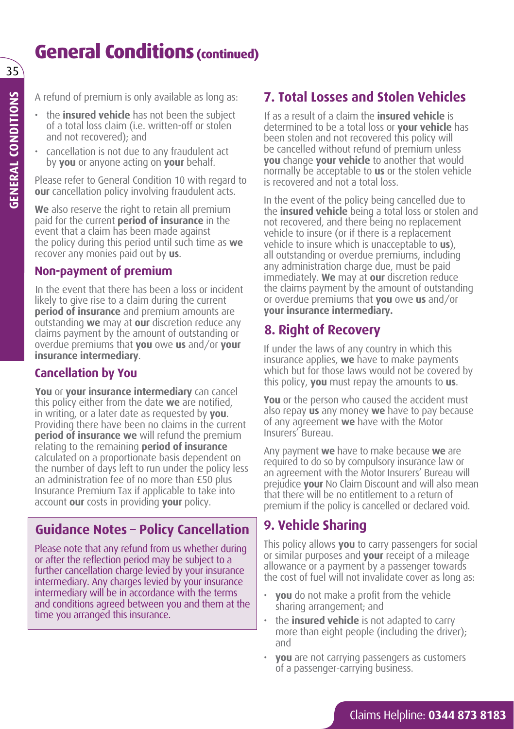# General Conditions (continued)

A refund of premium is only available as long as:

- the **insured vehicle** has not been the subject of a total loss claim (i.e. written-off or stolen and not recovered); and
- cancellation is not due to any fraudulent act by **you** or anyone acting on **your** behalf.

Please refer to General Condition 10 with regard to **our** cancellation policy involving fraudulent acts.

**We** also reserve the right to retain all premium paid for the current **period of insurance** in the event that a claim has been made against the policy during this period until such time as **we** recover any monies paid out by **us**.

### Non-payment of premium

In the event that there has been a loss or incident likely to give rise to a claim during the current **period of insurance** and premium amounts are outstanding **we** may at **our** discretion reduce any claims payment by the amount of outstanding or overdue premiums that **you** owe **us** and/or **your insurance intermediary**.

### Cancellation by You

**You** or **your insurance intermediary** can cancel this policy either from the date **we** are notified, in writing, or a later date as requested by **you**. Providing there have been no claims in the current **period of insurance we** will refund the premium relating to the remaining **period of insurance** calculated on a proportionate basis dependent on the number of days left to run under the policy less an administration fee of no more than £50 plus Insurance Premium Tax if applicable to take into account **our** costs in providing **your** policy.

### Guidance Notes – Policy Cancellation

Please note that any refund from us whether during or after the reflection period may be subject to a further cancellation charge levied by your insurance intermediary. Any charges levied by your insurance intermediary will be in accordance with the terms and conditions agreed between you and them at the time you arranged this insurance.

## 7. Total Losses and Stolen Vehicles

If as a result of a claim the **insured vehicle** is determined to be a total loss or **your vehicle** has been stolen and not recovered this policy will be cancelled without refund of premium unless **you** change **your vehicle** to another that would normally be acceptable to **us** or the stolen vehicle is recovered and not a total loss.

In the event of the policy being cancelled due to the **insured vehicle** being a total loss or stolen and not recovered, and there being no replacement vehicle to insure (or if there is a replacement vehicle to insure which is unacceptable to **us**), all outstanding or overdue premiums, including any administration charge due, must be paid immediately. **We** may at **our** discretion reduce the claims payment by the amount of outstanding or overdue premiums that **you** owe **us** and/or **your insurance intermediary.**

## 8. Right of Recovery

If under the laws of any country in which this insurance applies, **we** have to make payments which but for those laws would not be covered by this policy, **you** must repay the amounts to **us**.

**You** or the person who caused the accident must also repay **us** any money **we** have to pay because of any agreement **we** have with the Motor Insurers' Bureau.

Any payment **we** have to make because **we** are required to do so by compulsory insurance law or an agreement with the Motor Insurers' Bureau will prejudice **your** No Claim Discount and will also mean that there will be no entitlement to a return of premium if the policy is cancelled or declared void.

## 9. Vehicle Sharing

This policy allows **you** to carry passengers for social or similar purposes and **your** receipt of a mileage allowance or a payment by a passenger towards the cost of fuel will not invalidate cover as long as:

- **you** do not make a profit from the vehicle sharing arrangement; and
- the **insured vehicle** is not adapted to carry more than eight people (including the driver); and
- **you** are not carrying passengers as customers of a passenger-carrying business.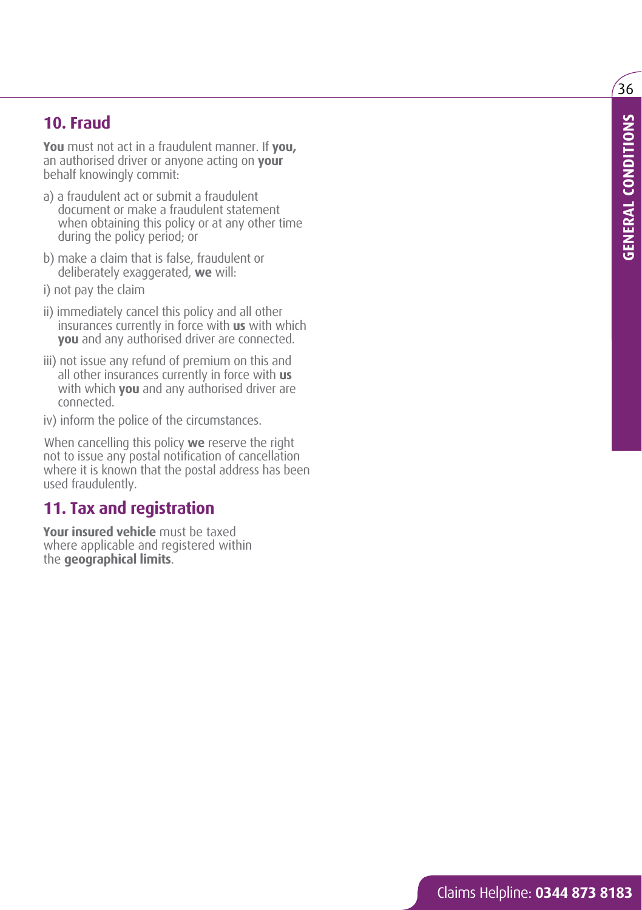## 10. Fraud

**You** must not act in a fraudulent manner. If **you,** an authorised driver or anyone acting on **your** behalf knowingly commit:

a) a fraudulent act or submit a fraudulent document or make a fraudulent statement when obtaining this policy or at any other time during the policy period; or

b) make a claim that is false, fraudulent or deliberately exaggerated, **we** will:

i) not pay the claim

ii) immediately cancel this policy and all other insurances currently in force with **us** with which **you** and any authorised driver are connected.

iii) not issue any refund of premium on this and all other insurances currently in force with **us** with which **you** and any authorised driver are connected.

iv) inform the police of the circumstances.

When cancelling this policy **we** reserve the right not to issue any postal notification of cancellation where it is known that the postal address has been used fraudulently.

## 11. Tax and registration

**Your insured vehicle** must be taxed where applicable and registered within the **geographical limits**.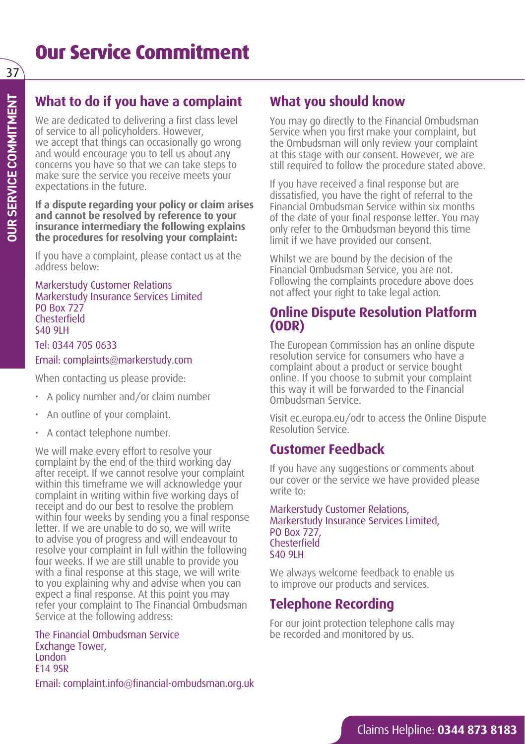# Our Service Commitment

## What to do if you have a complaint

We are dedicated to delivering a first class level of service to all policyholders. However, we accept that things can occasionally go wrong and would encourage you to tell us about any concerns you have so that we can take steps to make sure the service you receive meets your expectations in the future.

**If a dispute regarding your policy or claim arises and cannot be resolved by reference to your insurance intermediary the following explains the procedures for resolving your complaint:**

If you have a complaint, please contact us at the address below:

Markerstudy Customer Relations
Markerstudy Insurance Services Limited
PO Box 727
Chesterfield
S40 9LH

Tel: 0344 705 0633

Email: complaints@markerstudy.com

When contacting us please provide:

- A policy number and/or claim number
- An outline of your complaint.
- A contact telephone number.

We will make every effort to resolve your complaint by the end of the third working day after receipt. If we cannot resolve your complaint within this timeframe we will acknowledge your complaint in writing within five working days of receipt and do our best to resolve the problem within four weeks by sending you a final response letter. If we are unable to do so, we will write to advise you of progress and will endeavour to resolve your complaint in full within the following four weeks. If we are still unable to provide you with a final response at this stage, we will write to you explaining why and advise when you can expect a final response. At this point you may refer your complaint to The Financial Ombudsman Service at the following address:

The Financial Ombudsman Service
Exchange Tower,
London
E14 9SR

Email: complaint.info@financial-ombudsman.org.uk

## What you should know

You may go directly to the Financial Ombudsman Service when you first make your complaint, but the Ombudsman will only review your complaint at this stage with our consent. However, we are still required to follow the procedure stated above.

If you have received a final response but are dissatisfied, you have the right of referral to the Financial Ombudsman Service within six months of the date of your final response letter. You may only refer to the Ombudsman beyond this time limit if we have provided our consent.

Whilst we are bound by the decision of the Financial Ombudsman Service, you are not. Following the complaints procedure above does not affect your right to take legal action.

## Online Dispute Resolution Platform (ODR)

The European Commission has an online dispute resolution service for consumers who have a complaint about a product or service bought online. If you choose to submit your complaint this way it will be forwarded to the Financial Ombudsman Service.

Visit ec.europa.eu/odr to access the Online Dispute Resolution Service.

## Customer Feedback

If you have any suggestions or comments about our cover or the service we have provided please write to:

Markerstudy Customer Relations,
Markerstudy Insurance Services Limited,
PO Box 727,
Chesterfield
S40 9LH

We always welcome feedback to enable us to improve our products and services.

## Telephone Recording

For our joint protection telephone calls may be recorded and monitored by us.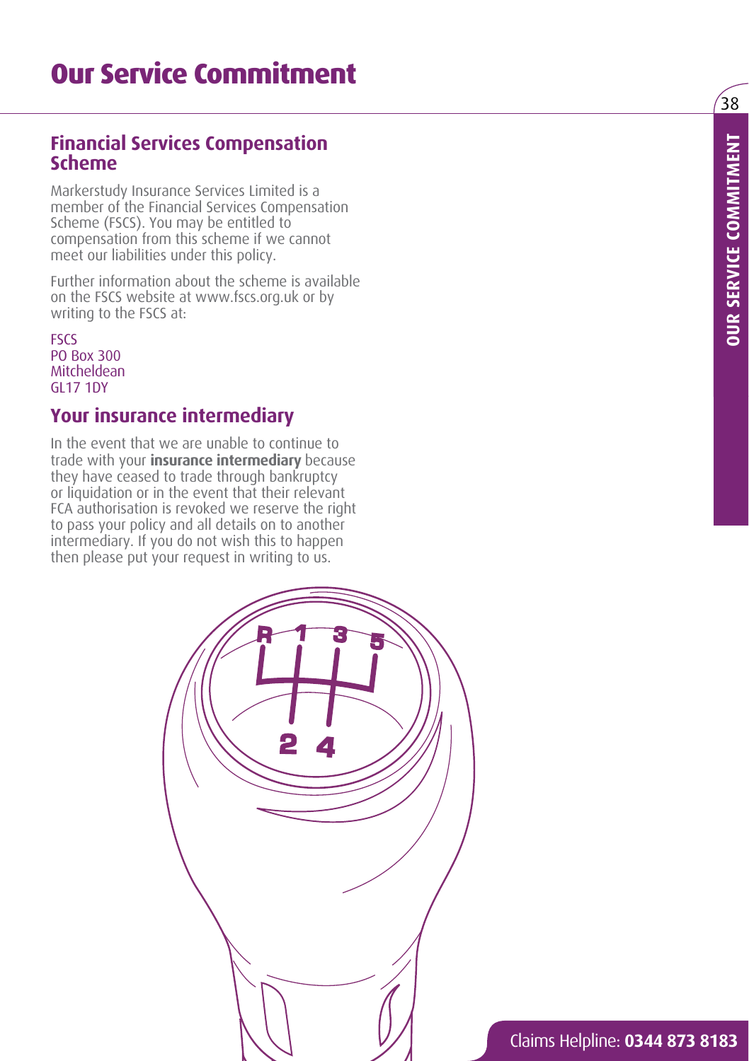# Our Service Commitment

## Financial Services Compensation Scheme

Markerstudy Insurance Services Limited is a member of the Financial Services Compensation Scheme (FSCS). You may be entitled to compensation from this scheme if we cannot meet our liabilities under this policy.

Further information about the scheme is available on the FSCS website at www.fscs.org.uk or by writing to the FSCS at:

FSCS
PO Box 300
Mitcheldean
GL17 1DY

## Your insurance intermediary

In the event that we are unable to continue to trade with your **insurance intermediary** because they have ceased to trade through bankruptcy or liquidation or in the event that their relevant FCA authorisation is revoked we reserve the right to pass your policy and all details on to another intermediary. If you do not wish this to happen then please put your request in writing to us.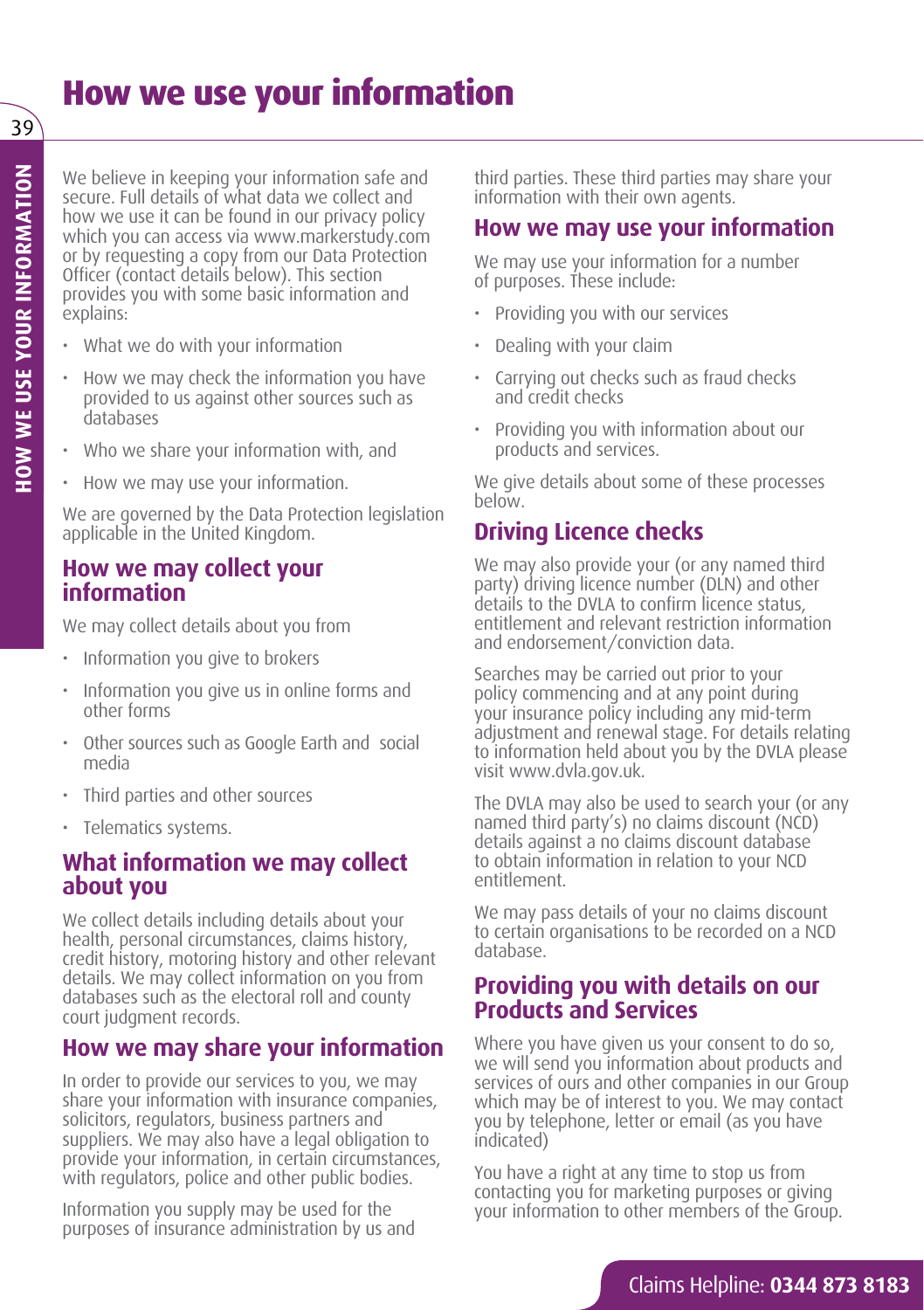# How we use your information

We believe in keeping your information safe and secure. Full details of what data we collect and how we use it can be found in our privacy policy which you can access via www.markerstudy.com or by requesting a copy from our Data Protection Officer (contact details below). This section provides you with some basic information and explains:

- What we do with your information
- How we may check the information you have provided to us against other sources such as databases
- Who we share your information with, and
- How we may use your information.

We are governed by the Data Protection legislation applicable in the United Kingdom.

## How we may collect your information

We may collect details about you from

- Information you give to brokers
- Information you give us in online forms and other forms
- Other sources such as Google Earth and social media
- Third parties and other sources
- Telematics systems.

## What information we may collect about you

We collect details including details about your health, personal circumstances, claims history, credit history, motoring history and other relevant details. We may collect information on you from databases such as the electoral roll and county court judgment records.

## How we may share your information

In order to provide our services to you, we may share your information with insurance companies, solicitors, regulators, business partners and suppliers. We may also have a legal obligation to provide your information, in certain circumstances, with regulators, police and other public bodies.

Information you supply may be used for the purposes of insurance administration by us and third parties. These third parties may share your information with their own agents.

## How we may use your information

We may use your information for a number of purposes. These include:

- Providing you with our services
- Dealing with your claim
- Carrying out checks such as fraud checks and credit checks
- Providing you with information about our products and services.

We give details about some of these processes below.

## Driving Licence checks

We may also provide your (or any named third party) driving licence number (DLN) and other details to the DVLA to confirm licence status, entitlement and relevant restriction information and endorsement/conviction data.

Searches may be carried out prior to your policy commencing and at any point during your insurance policy including any mid-term adjustment and renewal stage. For details relating to information held about you by the DVLA please visit www.dvla.gov.uk.

The DVLA may also be used to search your (or any named third party's) no claims discount (NCD) details against a no claims discount database to obtain information in relation to your NCD entitlement.

We may pass details of your no claims discount to certain organisations to be recorded on a NCD database.

## Providing you with details on our Products and Services

Where you have given us your consent to do so, we will send you information about products and services of ours and other companies in our Group which may be of interest to you. We may contact you by telephone, letter or email (as you have indicated)

You have a right at any time to stop us from contacting you for marketing purposes or giving your information to other members of the Group.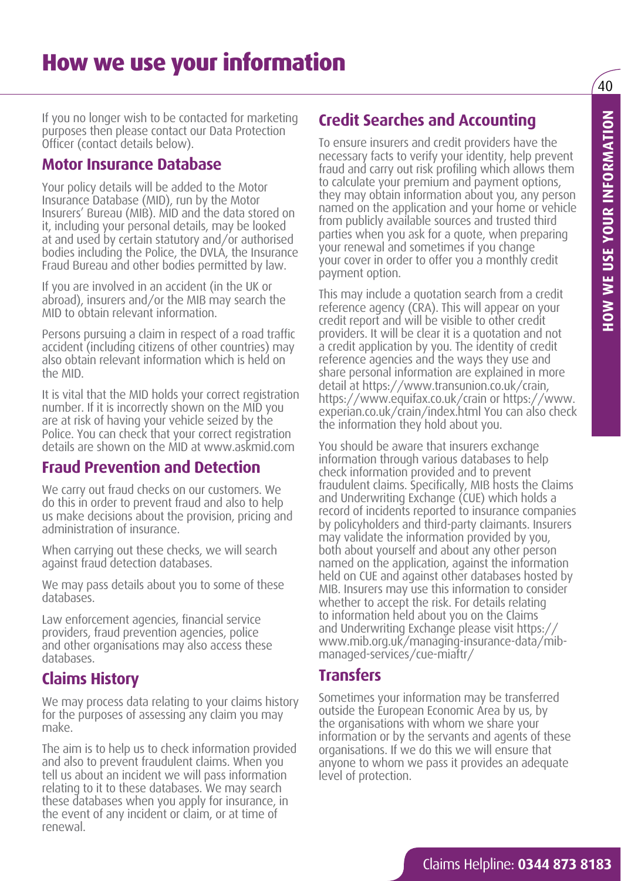# How we use your information

If you no longer wish to be contacted for marketing purposes then please contact our Data Protection Officer (contact details below).

## Motor Insurance Database

Your policy details will be added to the Motor Insurance Database (MID), run by the Motor Insurers' Bureau (MIB). MID and the data stored on it, including your personal details, may be looked at and used by certain statutory and/or authorised bodies including the Police, the DVLA, the Insurance Fraud Bureau and other bodies permitted by law.

If you are involved in an accident (in the UK or abroad), insurers and/or the MIB may search the MID to obtain relevant information.

Persons pursuing a claim in respect of a road traffic accident (including citizens of other countries) may also obtain relevant information which is held on the MID.

It is vital that the MID holds your correct registration number. If it is incorrectly shown on the MID you are at risk of having your vehicle seized by the Police. You can check that your correct registration details are shown on the MID at www.askmid.com

## Fraud Prevention and Detection

We carry out fraud checks on our customers. We do this in order to prevent fraud and also to help us make decisions about the provision, pricing and administration of insurance.

When carrying out these checks, we will search against fraud detection databases.

We may pass details about you to some of these databases.

Law enforcement agencies, financial service providers, fraud prevention agencies, police and other organisations may also access these databases.

## Claims History

We may process data relating to your claims history for the purposes of assessing any claim you may make.

The aim is to help us to check information provided and also to prevent fraudulent claims. When you tell us about an incident we will pass information relating to it to these databases. We may search these databases when you apply for insurance, in the event of any incident or claim, or at time of renewal.

## Credit Searches and Accounting

To ensure insurers and credit providers have the necessary facts to verify your identity, help prevent fraud and carry out risk profiling which allows them to calculate your premium and payment options, they may obtain information about you, any person named on the application and your home or vehicle from publicly available sources and trusted third parties when you ask for a quote, when preparing your renewal and sometimes if you change your cover in order to offer you a monthly credit payment option.

This may include a quotation search from a credit reference agency (CRA). This will appear on your credit report and will be visible to other credit providers. It will be clear it is a quotation and not a credit application by you. The identity of credit reference agencies and the ways they use and share personal information are explained in more detail at https://www.transunion.co.uk/crain, https://www.equifax.co.uk/crain or https://www.experian.co.uk/crain/index.html You can also check the information they hold about you.

You should be aware that insurers exchange information through various databases to help check information provided and to prevent fraudulent claims. Specifically, MIB hosts the Claims and Underwriting Exchange (CUE) which holds a record of incidents reported to insurance companies by policyholders and third-party claimants. Insurers may validate the information provided by you, both about yourself and about any other person named on the application, against the information held on CUE and against other databases hosted by MIB. Insurers may use this information to consider whether to accept the risk. For details relating to information held about you on the Claims and Underwriting Exchange please visit https://www.mib.org.uk/managing-insurance-data/mib-managed-services/cue-miaftr/

## Transfers

Sometimes your information may be transferred outside the European Economic Area by us, by the organisations with whom we share your information or by the servants and agents of these organisations. If we do this we will ensure that anyone to whom we pass it provides an adequate level of protection.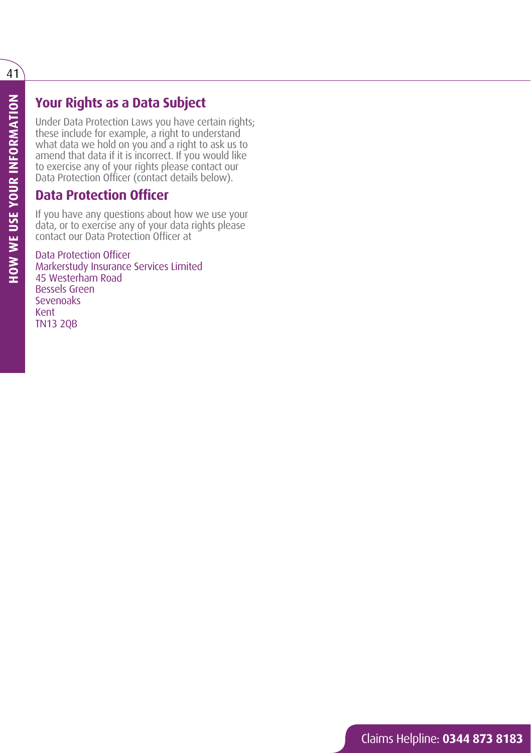## Your Rights as a Data Subject

Under Data Protection Laws you have certain rights; these include for example, a right to understand what data we hold on you and a right to ask us to amend that data if it is incorrect. If you would like to exercise any of your rights please contact our Data Protection Officer (contact details below).

## Data Protection Officer

If you have any questions about how we use your data, or to exercise any of your data rights please contact our Data Protection Officer at

Data Protection Officer  
Markerstudy Insurance Services Limited  
45 Westerham Road  
Bessels Green  
Sevenoaks  
Kent  
TN13 2QB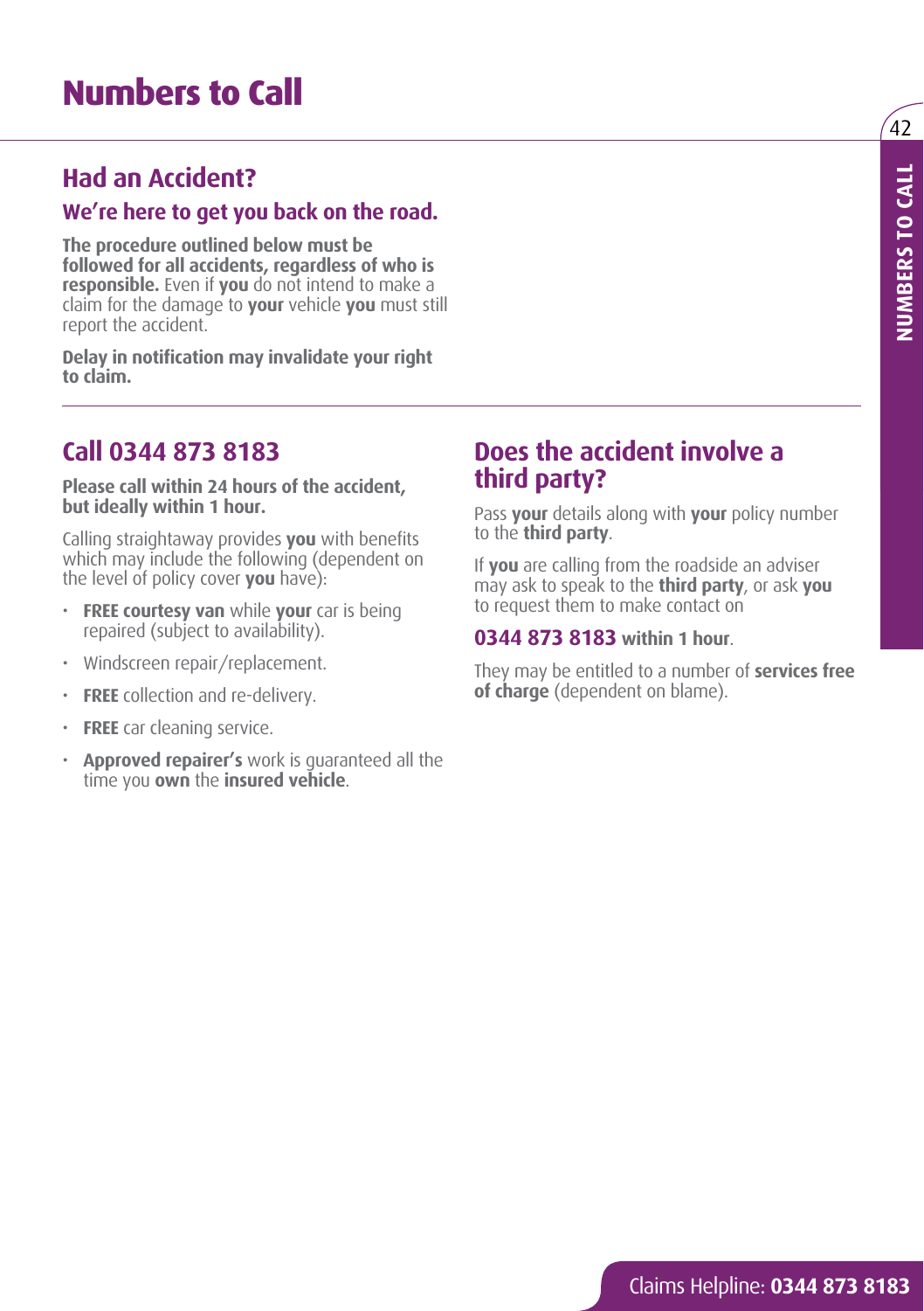# Numbers to Call

## Had an Accident?

### We're here to get you back on the road.

**The procedure outlined below must be followed for all accidents, regardless of who is responsible.** Even if **you** do not intend to make a claim for the damage to **your** vehicle **you** must still report the accident.

**Delay in notification may invalidate your right to claim.**

## Call 0344 873 8183

**Please call within 24 hours of the accident, but ideally within 1 hour.**

Calling straightaway provides **you** with benefits which may include the following (dependent on the level of policy cover **you** have):

- **FREE courtesy van** while **your** car is being repaired (subject to availability).
- Windscreen repair/replacement.
- **FREE** collection and re-delivery.
- **FREE** car cleaning service.
- **Approved repairer's** work is guaranteed all the time you **own** the **insured vehicle**.

## Does the accident involve a third party?

Pass **your** details along with **your** policy number to the **third party**.

If **you** are calling from the roadside an adviser may ask to speak to the **third party**, or ask **you** to request them to make contact on

**0344 873 8183 within 1 hour**.

They may be entitled to a number of **services free of charge** (dependent on blame).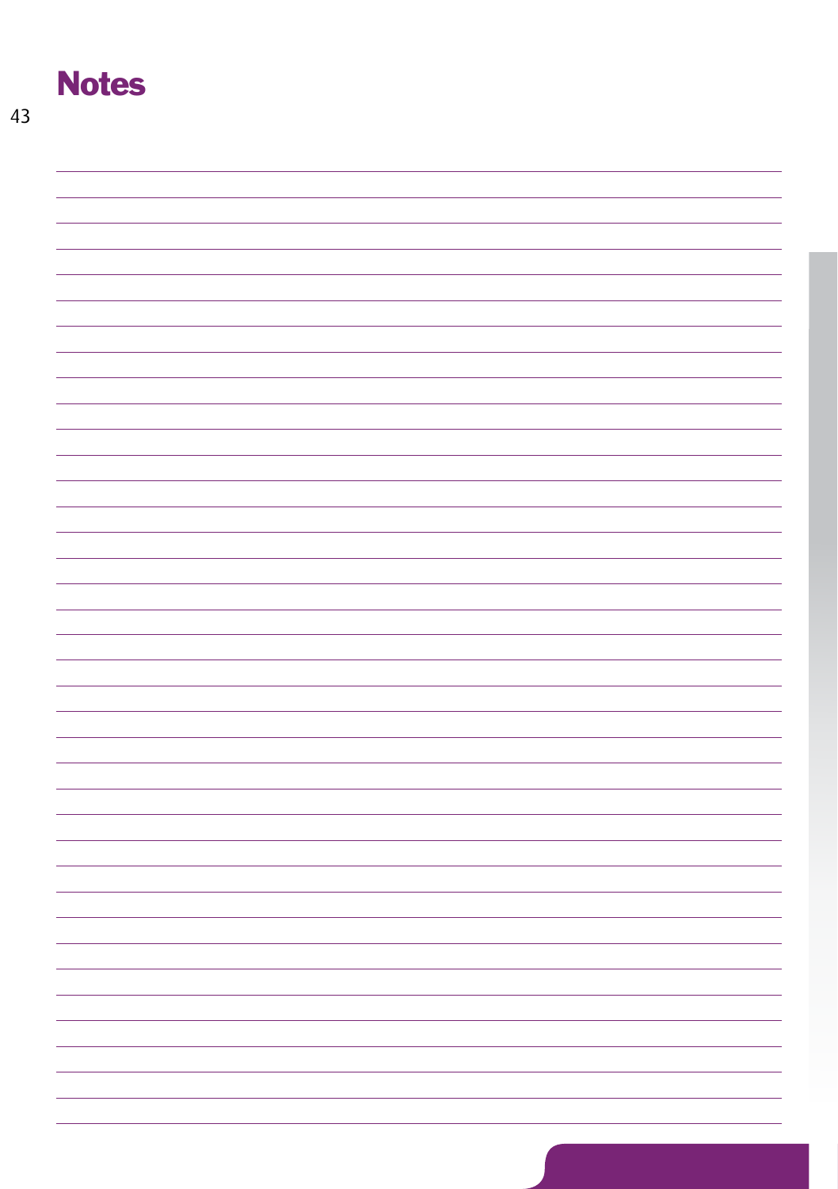# Notes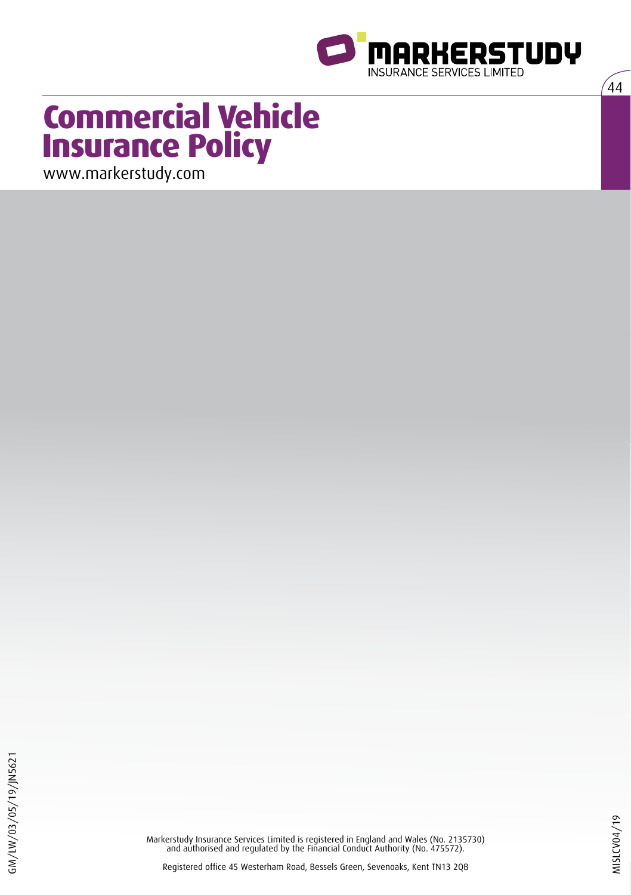MARKERSTUDY
INSURANCE SERVICES LIMITED

# Commercial Vehicle Insurance Policy

www.markerstudy.com

Markerstudy Insurance Services Limited is registered in England and Wales (No. 2135730) and authorised and regulated by the Financial Conduct Authority (No. 475572).

Registered office 45 Westerham Road, Bessels Green, Sevenoaks, Kent TN13 2QB

GM/LW/03/05/19/JN5621

MISLCV04/19